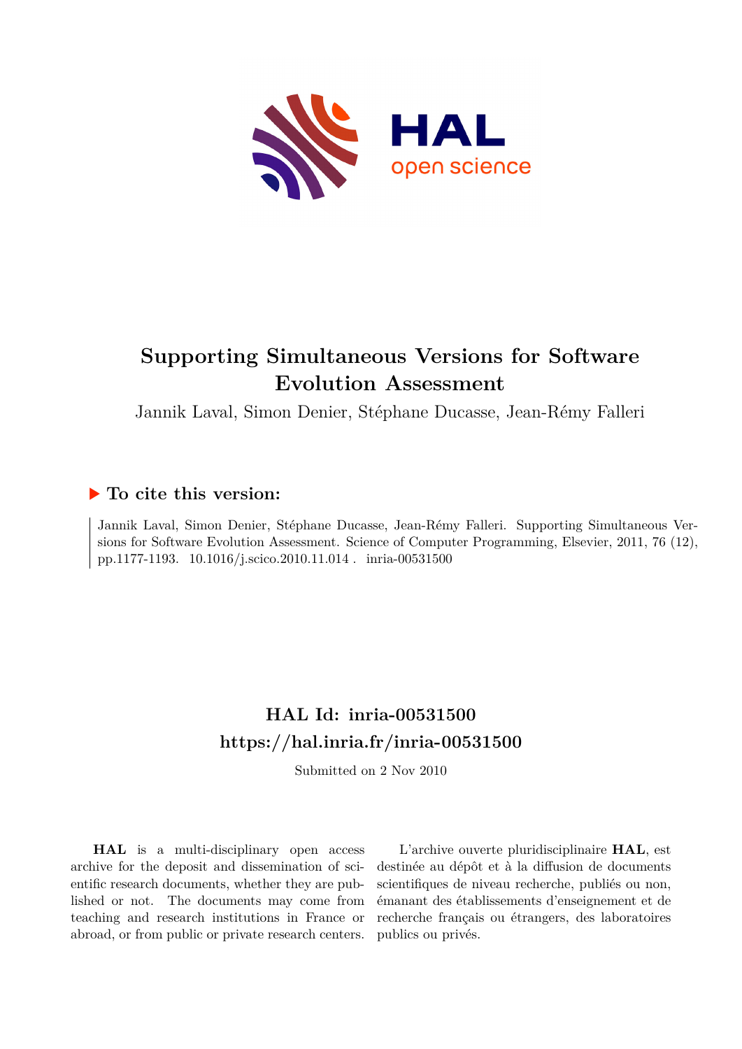# Supporting Simultaneous Versions for Software Evolution Assessment

Jannik Laval, Simon Denier, Stéphane Ducasse, Jean-Rémy Falleri

## To cite this version:

Jannik Laval, Simon Denier, Stéphane Ducasse, Jean-Rémy Falleri. Supporting Simultaneous Versions for Software Evolution Assessment. Science of Computer Programming, Elsevier, 2011, 76 (12), pp.1177-1193. 10.1016/j.scico.2010.11.014 . inria-00531500

## HAL Id: inria-00531500

## https://hal.inria.fr/inria-00531500

Submitted on 2 Nov 2010

**HAL** is a multi-disciplinary open access archive for the deposit and dissemination of scientific research documents, whether they are published or not. The documents may come from teaching and research institutions in France or abroad, or from public or private research centers.

L'archive ouverte pluridisciplinaire **HAL**, est destinée au dépôt et à la diffusion de documents scientifiques de niveau recherche, publiés ou non, émanant des établissements d'enseignement et de recherche français ou étrangers, des laboratoires publics ou privés.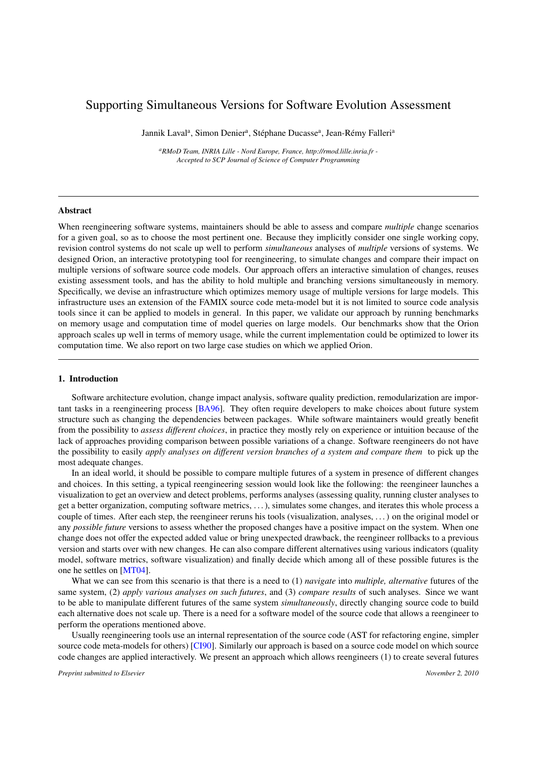# Supporting Simultaneous Versions for Software Evolution Assessment

Jannik Laval[a], Simon Denier[a], Stéphane Ducasse[a], Jean-Rémy Falleri[a]

[a] *RMoD Team, INRIA Lille - Nord Europe, France, http://rmod.lille.inria.fr - Accepted to SCP Journal of Science of Computer Programming*

---

### Abstract

When reengineering software systems, maintainers should be able to assess and compare *multiple* change scenarios for a given goal, so as to choose the most pertinent one. Because they implicitly consider one single working copy, revision control systems do not scale up well to perform *simultaneous* analyses of *multiple* versions of systems. We designed Orion, an interactive prototyping tool for reengineering, to simulate changes and compare their impact on multiple versions of software source code models. Our approach offers an interactive simulation of changes, reuses existing assessment tools, and has the ability to hold multiple and branching versions simultaneously in memory. Specifically, we devise an infrastructure which optimizes memory usage of multiple versions for large models. This infrastructure uses an extension of the FAMIX source code meta-model but it is not limited to source code analysis tools since it can be applied to models in general. In this paper, we validate our approach by running benchmarks on memory usage and computation time of model queries on large models. Our benchmarks show that the Orion approach scales up well in terms of memory usage, while the current implementation could be optimized to lower its computation time. We also report on two large case studies on which we applied Orion.

---

## 1. Introduction

Software architecture evolution, change impact analysis, software quality prediction, remodularization are important tasks in a reengineering process [BA96]. They often require developers to make choices about future system structure such as changing the dependencies between packages. While software maintainers would greatly benefit from the possibility to *assess different choices*, in practice they mostly rely on experience or intuition because of the lack of approaches providing comparison between possible variations of a change. Software reengineers do not have the possibility to easily *apply analyses on different version branches of a system and compare them* to pick up the most adequate changes.

In an ideal world, it should be possible to compare multiple futures of a system in presence of different changes and choices. In this setting, a typical reengineering session would look like the following: the reengineer launches a visualization to get an overview and detect problems, performs analyses (assessing quality, running cluster analyses to get a better organization, computing software metrics, ...), simulates some changes, and iterates this whole process a couple of times. After each step, the reengineer reruns his tools (visualization, analyses, ...) on the original model or any *possible future* versions to assess whether the proposed changes have a positive impact on the system. When one change does not offer the expected added value or bring unexpected drawback, the reengineer rollbacks to a previous version and starts over with new changes. He can also compare different alternatives using various indicators (quality model, software metrics, software visualization) and finally decide which among all of these possible futures is the one he settles on [MT04].

What we can see from this scenario is that there is a need to (1) *navigate* into *multiple, alternative* futures of the same system, (2) *apply various analyses on such futures*, and (3) *compare results* of such analyses. Since we want to be able to manipulate different futures of the same system *simultaneously*, directly changing source code to build each alternative does not scale up. There is a need for a software model of the source code that allows a reengineer to perform the operations mentioned above.

Usually reengineering tools use an internal representation of the source code (AST for refactoring engine, simpler source code meta-models for others) [CI90]. Similarly our approach is based on a source code model on which source code changes are applied interactively. We present an approach which allows reengineers (1) to create several futures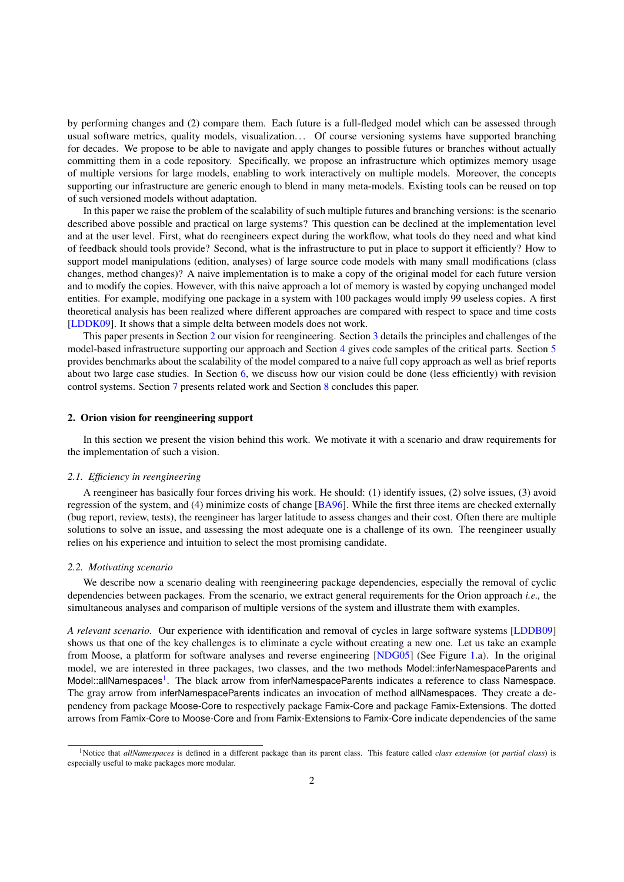by performing changes and (2) compare them. Each future is a full-fledged model which can be assessed through usual software metrics, quality models, visualization... Of course versioning systems have supported branching for decades. We propose to be able to navigate and apply changes to possible futures or branches without actually committing them in a code repository. Specifically, we propose an infrastructure which optimizes memory usage of multiple versions for large models, enabling to work interactively on multiple models. Moreover, the concepts supporting our infrastructure are generic enough to blend in many meta-models. Existing tools can be reused on top of such versioned models without adaptation.

In this paper we raise the problem of the scalability of such multiple futures and branching versions: is the scenario described above possible and practical on large systems? This question can be declined at the implementation level and at the user level. First, what do reengineers expect during the workflow, what tools do they need and what kind of feedback should tools provide? Second, what is the infrastructure to put in place to support it efficiently? How to support model manipulations (edition, analyses) of large source code models with many small modifications (class changes, method changes)? A naive implementation is to make a copy of the original model for each future version and to modify the copies. However, with this naive approach a lot of memory is wasted by copying unchanged model entities. For example, modifying one package in a system with 100 packages would imply 99 useless copies. A first theoretical analysis has been realized where different approaches are compared with respect to space and time costs [LDDK09]. It shows that a simple delta between models does not work.

This paper presents in Section 2 our vision for reengineering. Section 3 details the principles and challenges of the model-based infrastructure supporting our approach and Section 4 gives code samples of the critical parts. Section 5 provides benchmarks about the scalability of the model compared to a naive full copy approach as well as brief reports about two large case studies. In Section 6, we discuss how our vision could be done (less efficiently) with revision control systems. Section 7 presents related work and Section 8 concludes this paper.

## 2. Orion vision for reengineering support

In this section we present the vision behind this work. We motivate it with a scenario and draw requirements for the implementation of such a vision.

### 2.1. Efficiency in reengineering

A reengineer has basically four forces driving his work. He should: (1) identify issues, (2) solve issues, (3) avoid regression of the system, and (4) minimize costs of change [BA96]. While the first three items are checked externally (bug report, review, tests), the reengineer has larger latitude to assess changes and their cost. Often there are multiple solutions to solve an issue, and assessing the most adequate one is a challenge of its own. The reengineer usually relies on his experience and intuition to select the most promising candidate.

### 2.2. Motivating scenario

We describe now a scenario dealing with reengineering package dependencies, especially the removal of cyclic dependencies between packages. From the scenario, we extract general requirements for the Orion approach *i.e.,* the simultaneous analyses and comparison of multiple versions of the system and illustrate them with examples.

*A relevant scenario.* Our experience with identification and removal of cycles in large software systems [LDDB09] shows us that one of the key challenges is to eliminate a cycle without creating a new one. Let us take an example from Moose, a platform for software analyses and reverse engineering [NDG05] (See Figure 1.a). In the original model, we are interested in three packages, two classes, and the two methods Model::inferNamespaceParents and Model::allNamespaces[1]. The black arrow from inferNamespaceParents indicates a reference to class Namespace. The gray arrow from inferNamespaceParents indicates an invocation of method allNamespaces. They create a dependency from package Moose-Core to respectively package Famix-Core and package Famix-Extensions. The dotted arrows from Famix-Core to Moose-Core and from Famix-Extensions to Famix-Core indicate dependencies of the same

[1] Notice that *allNamespaces* is defined in a different package than its parent class. This feature called *class extension* (or *partial class*) is especially useful to make packages more modular.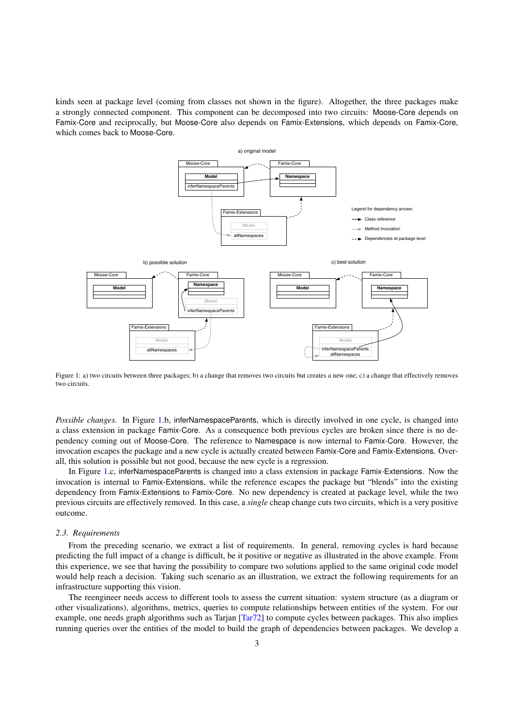kinds seen at package level (coming from classes not shown in the figure). Altogether, the three packages make a strongly connected component. This component can be decomposed into two circuits: Moose-Core depends on Famix-Core and reciprocally, but Moose-Core also depends on Famix-Extensions, which depends on Famix-Core, which comes back to Moose-Core.

Figure 1: a) two circuits between three packages; b) a change that removes two circuits but creates a new one; c) a change that effectively removes two circuits.

*Possible changes.* In Figure 1.b, inferNamespaceParents, which is directly involved in one cycle, is changed into a class extension in package Famix-Core. As a consequence both previous cycles are broken since there is no dependency coming out of Moose-Core. The reference to Namespace is now internal to Famix-Core. However, the invocation escapes the package and a new cycle is actually created between Famix-Core and Famix-Extensions. Overall, this solution is possible but not good, because the new cycle is a regression.

In Figure 1.c, inferNamespaceParents is changed into a class extension in package Famix-Extensions. Now the invocation is internal to Famix-Extensions, while the reference escapes the package but "blends" into the existing dependency from Famix-Extensions to Famix-Core. No new dependency is created at package level, while the two previous circuits are effectively removed. In this case, a *single* cheap change cuts two circuits, which is a very positive outcome.

### 2.3. Requirements

From the preceding scenario, we extract a list of requirements. In general, removing cycles is hard because predicting the full impact of a change is difficult, be it positive or negative as illustrated in the above example. From this experience, we see that having the possibility to compare two solutions applied to the same original code model would help reach a decision. Taking such scenario as an illustration, we extract the following requirements for an infrastructure supporting this vision.

The reengineer needs access to different tools to assess the current situation: system structure (as a diagram or other visualizations), algorithms, metrics, queries to compute relationships between entities of the system. For our example, one needs graph algorithms such as Tarjan [Tar72] to compute cycles between packages. This also implies running queries over the entities of the model to build the graph of dependencies between packages. We develop a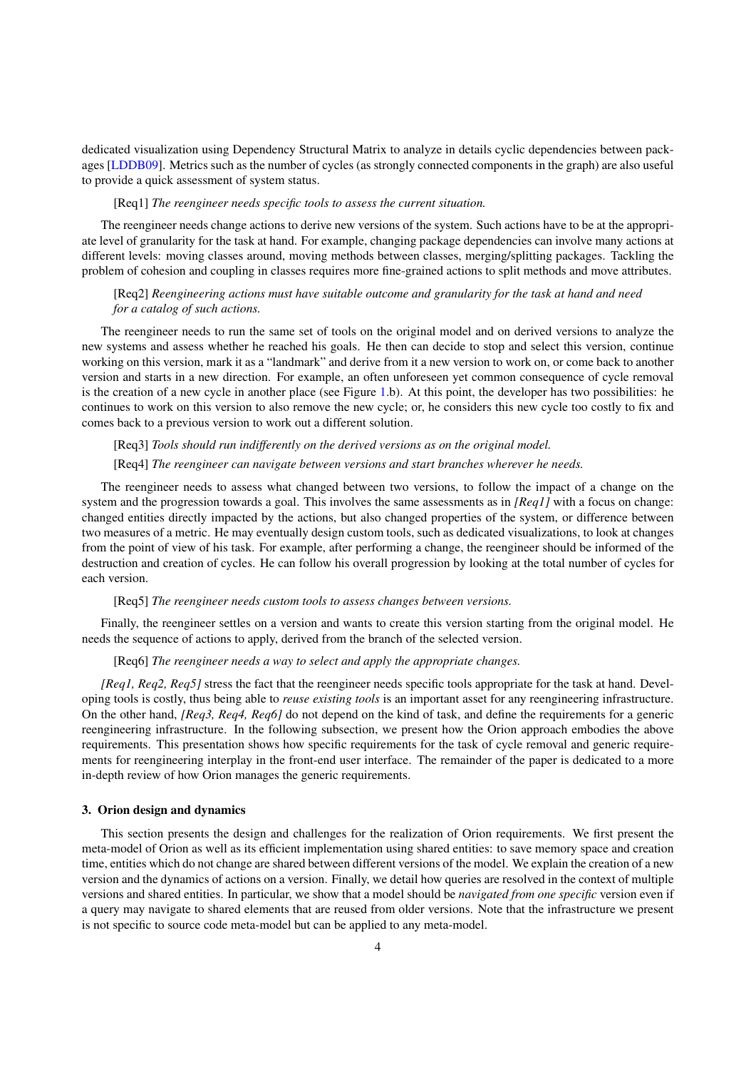dedicated visualization using Dependency Structural Matrix to analyze in details cyclic dependencies between packages [LDDB09]. Metrics such as the number of cycles (as strongly connected components in the graph) are also useful to provide a quick assessment of system status.

[Req1] *The reengineer needs specific tools to assess the current situation.*

The reengineer needs change actions to derive new versions of the system. Such actions have to be at the appropriate level of granularity for the task at hand. For example, changing package dependencies can involve many actions at different levels: moving classes around, moving methods between classes, merging/splitting packages. Tackling the problem of cohesion and coupling in classes requires more fine-grained actions to split methods and move attributes.

[Req2] *Reengineering actions must have suitable outcome and granularity for the task at hand and need for a catalog of such actions.*

The reengineer needs to run the same set of tools on the original model and on derived versions to analyze the new systems and assess whether he reached his goals. He then can decide to stop and select this version, continue working on this version, mark it as a "landmark" and derive from it a new version to work on, or come back to another version and starts in a new direction. For example, an often unforeseen yet common consequence of cycle removal is the creation of a new cycle in another place (see Figure 1.b). At this point, the developer has two possibilities: he continues to work on this version to also remove the new cycle; or, he considers this new cycle too costly to fix and comes back to a previous version to work out a different solution.

[Req3] *Tools should run indifferently on the derived versions as on the original model.*

[Req4] *The reengineer can navigate between versions and start branches wherever he needs.*

The reengineer needs to assess what changed between two versions, to follow the impact of a change on the system and the progression towards a goal. This involves the same assessments as in *[Req1]* with a focus on change: changed entities directly impacted by the actions, but also changed properties of the system, or difference between two measures of a metric. He may eventually design custom tools, such as dedicated visualizations, to look at changes from the point of view of his task. For example, after performing a change, the reengineer should be informed of the destruction and creation of cycles. He can follow his overall progression by looking at the total number of cycles for each version.

[Req5] *The reengineer needs custom tools to assess changes between versions.*

Finally, the reengineer settles on a version and wants to create this version starting from the original model. He needs the sequence of actions to apply, derived from the branch of the selected version.

[Req6] *The reengineer needs a way to select and apply the appropriate changes.*

*[Req1, Req2, Req5]* stress the fact that the reengineer needs specific tools appropriate for the task at hand. Developing tools is costly, thus being able to *reuse existing tools* is an important asset for any reengineering infrastructure. On the other hand, *[Req3, Req4, Req6]* do not depend on the kind of task, and define the requirements for a generic reengineering infrastructure. In the following subsection, we present how the Orion approach embodies the above requirements. This presentation shows how specific requirements for the task of cycle removal and generic requirements for reengineering interplay in the front-end user interface. The remainder of the paper is dedicated to a more in-depth review of how Orion manages the generic requirements.

## 3. Orion design and dynamics

This section presents the design and challenges for the realization of Orion requirements. We first present the meta-model of Orion as well as its efficient implementation using shared entities: to save memory space and creation time, entities which do not change are shared between different versions of the model. We explain the creation of a new version and the dynamics of actions on a version. Finally, we detail how queries are resolved in the context of multiple versions and shared entities. In particular, we show that a model should be *navigated from one specific* version even if a query may navigate to shared elements that are reused from older versions. Note that the infrastructure we present is not specific to source code meta-model but can be applied to any meta-model.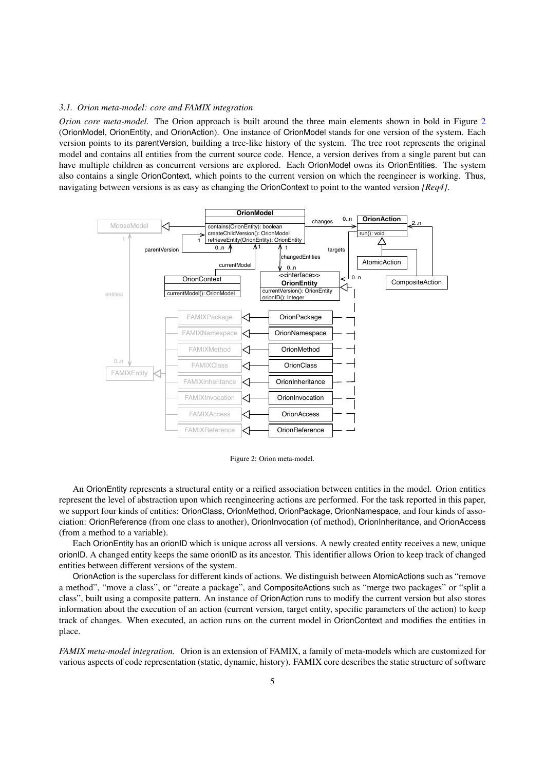### 3.1. Orion meta-model: core and FAMIX integration

*Orion core meta-model.* The Orion approach is built around the three main elements shown in bold in Figure 2 (OrionModel, OrionEntity, and OrionAction). One instance of OrionModel stands for one version of the system. Each version points to its parentVersion, building a tree-like history of the system. The tree root represents the original model and contains all entities from the current source code. Hence, a version derives from a single parent but can have multiple children as concurrent versions are explored. Each OrionModel owns its OrionEntities. The system also contains a single OrionContext, which points to the current version on which the reengineer is working. Thus, navigating between versions is as easy as changing the OrionContext to point to the wanted version *[Req4]*.

Figure 2: Orion meta-model.

An OrionEntity represents a structural entity or a reified association between entities in the model. Orion entities represent the level of abstraction upon which reengineering actions are performed. For the task reported in this paper, we support four kinds of entities: OrionClass, OrionMethod, OrionPackage, OrionNamespace, and four kinds of association: OrionReference (from one class to another), OrionInvocation (of method), OrionInheritance, and OrionAccess (from a method to a variable).

Each OrionEntity has an orionID which is unique across all versions. A newly created entity receives a new, unique orionID. A changed entity keeps the same orionID as its ancestor. This identifier allows Orion to keep track of changed entities between different versions of the system.

OrionAction is the superclass for different kinds of actions. We distinguish between AtomicActions such as "remove a method", "move a class", or "create a package", and CompositeActions such as "merge two packages" or "split a class", built using a composite pattern. An instance of OrionAction runs to modify the current version but also stores information about the execution of an action (current version, target entity, specific parameters of the action) to keep track of changes. When executed, an action runs on the current model in OrionContext and modifies the entities in place.

*FAMIX meta-model integration.* Orion is an extension of FAMIX, a family of meta-models which are customized for various aspects of code representation (static, dynamic, history). FAMIX core describes the static structure of software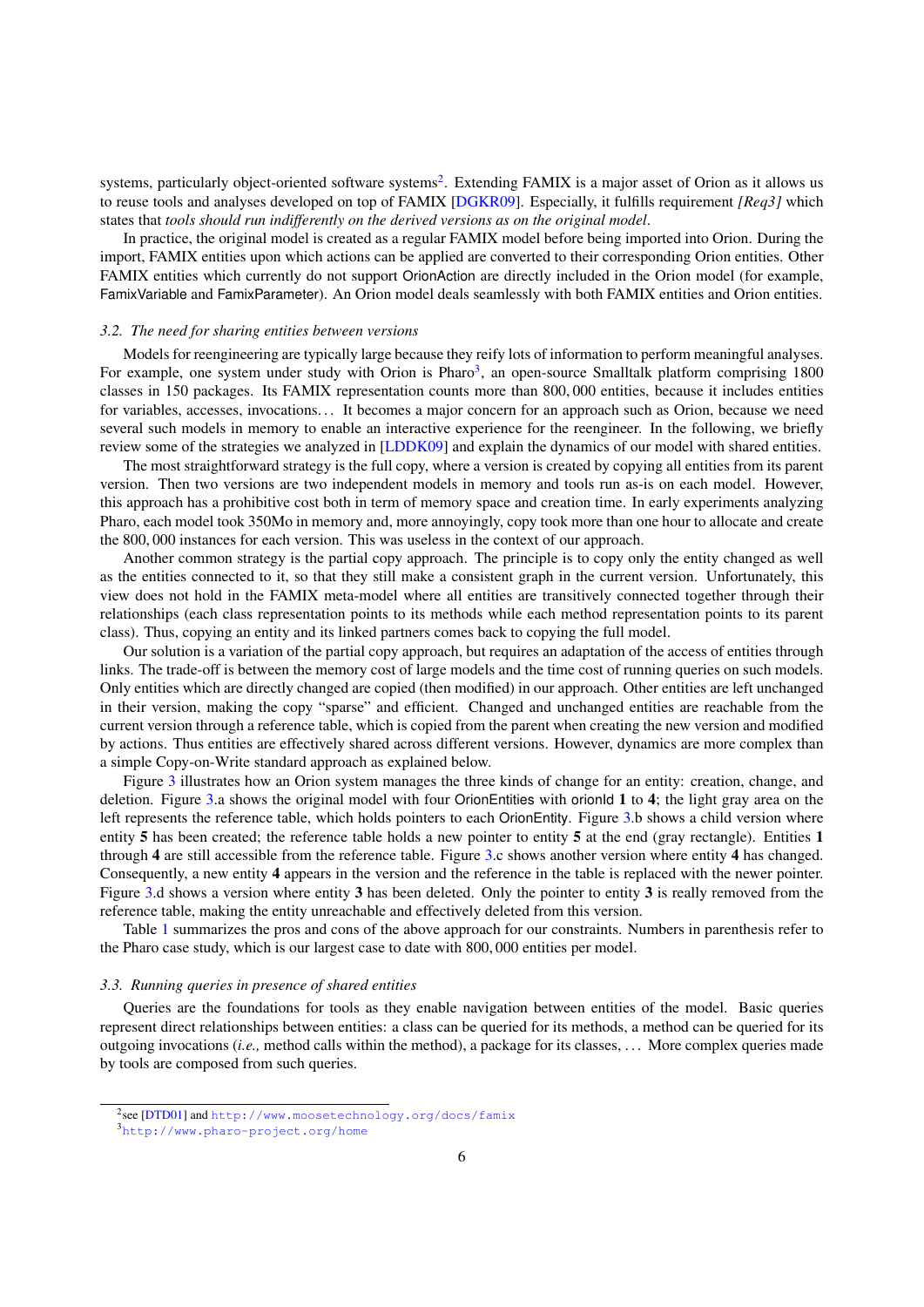systems, particularly object-oriented software systems[2]. Extending FAMIX is a major asset of Orion as it allows us to reuse tools and analyses developed on top of FAMIX [DGKR09]. Especially, it fulfills requirement *[Req3]* which states that *tools should run indifferently on the derived versions as on the original model*.

In practice, the original model is created as a regular FAMIX model before being imported into Orion. During the import, FAMIX entities upon which actions can be applied are converted to their corresponding Orion entities. Other FAMIX entities which currently do not support OrionAction are directly included in the Orion model (for example, FamixVariable and FamixParameter). An Orion model deals seamlessly with both FAMIX entities and Orion entities.

### 3.2. The need for sharing entities between versions

Models for reengineering are typically large because they reify lots of information to perform meaningful analyses. For example, one system under study with Orion is Pharo[3], an open-source Smalltalk platform comprising 1800 classes in 150 packages. Its FAMIX representation counts more than 800,000 entities, because it includes entities for variables, accesses, invocations… It becomes a major concern for an approach such as Orion, because we need several such models in memory to enable an interactive experience for the reengineer. In the following, we briefly review some of the strategies we analyzed in [LDDK09] and explain the dynamics of our model with shared entities.

The most straightforward strategy is the full copy, where a version is created by copying all entities from its parent version. Then two versions are two independent models in memory and tools run as-is on each model. However, this approach has a prohibitive cost both in term of memory space and creation time. In early experiments analyzing Pharo, each model took 350Mo in memory and, more annoyingly, copy took more than one hour to allocate and create the 800,000 instances for each version. This was useless in the context of our approach.

Another common strategy is the partial copy approach. The principle is to copy only the entity changed as well as the entities connected to it, so that they still make a consistent graph in the current version. Unfortunately, this view does not hold in the FAMIX meta-model where all entities are transitively connected together through their relationships (each class representation points to its methods while each method representation points to its parent class). Thus, copying an entity and its linked partners comes back to copying the full model.

Our solution is a variation of the partial copy approach, but requires an adaptation of the access of entities through links. The trade-off is between the memory cost of large models and the time cost of running queries on such models. Only entities which are directly changed are copied (then modified) in our approach. Other entities are left unchanged in their version, making the copy "sparse" and efficient. Changed and unchanged entities are reachable from the current version through a reference table, which is copied from the parent when creating the new version and modified by actions. Thus entities are effectively shared across different versions. However, dynamics are more complex than a simple Copy-on-Write standard approach as explained below.

Figure 3 illustrates how an Orion system manages the three kinds of change for an entity: creation, change, and deletion. Figure 3.a shows the original model with four OrionEntities with orionId **1** to **4**; the light gray area on the left represents the reference table, which holds pointers to each OrionEntity. Figure 3.b shows a child version where entity **5** has been created; the reference table holds a new pointer to entity **5** at the end (gray rectangle). Entities **1** through **4** are still accessible from the reference table. Figure 3.c shows another version where entity **4** has changed. Consequently, a new entity **4** appears in the version and the reference in the table is replaced with the newer pointer. Figure 3.d shows a version where entity **3** has been deleted. Only the pointer to entity **3** is really removed from the reference table, making the entity unreachable and effectively deleted from this version.

Table 1 summarizes the pros and cons of the above approach for our constraints. Numbers in parenthesis refer to the Pharo case study, which is our largest case to date with 800,000 entities per model.

### 3.3. Running queries in presence of shared entities

Queries are the foundations for tools as they enable navigation between entities of the model. Basic queries represent direct relationships between entities: a class can be queried for its methods, a method can be queried for its outgoing invocations (*i.e.,* method calls within the method), a package for its classes, … More complex queries made by tools are composed from such queries.

[2] see [DTD01] and http://www.moosetechnology.org/docs/famix

[3] http://www.pharo-project.org/home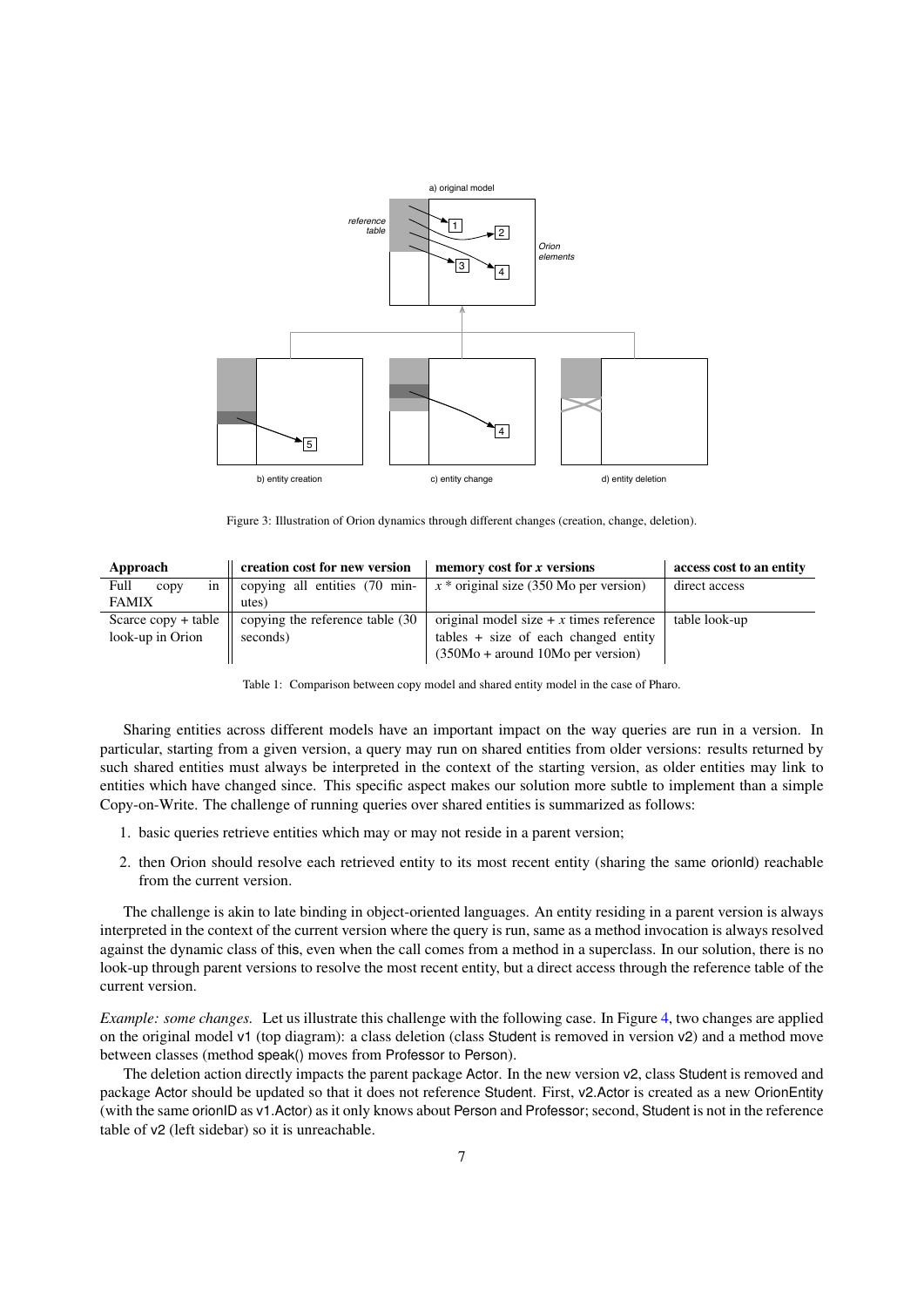Figure 3: Illustration of Orion dynamics through different changes (creation, change, deletion).

| Approach | creation cost for new version | memory cost for $x$ versions | access cost to an entity |
| --- | --- | --- | --- |
| Full copy in FAMIX | copying all entities (70 minutes) | $x$ * original size (350 Mo per version) | direct access |
| Scarce copy + table look-up in Orion | copying the reference table (30 seconds) | original model size + $x$ times reference tables + size of each changed entity (350Mo + around 10Mo per version) | table look-up |

Table 1: Comparison between copy model and shared entity model in the case of Pharo.

Sharing entities across different models have an important impact on the way queries are run in a version. In particular, starting from a given version, a query may run on shared entities from older versions: results returned by such shared entities must always be interpreted in the context of the starting version, as older entities may link to entities which have changed since. This specific aspect makes our solution more subtle to implement than a simple Copy-on-Write. The challenge of running queries over shared entities is summarized as follows:

1. basic queries retrieve entities which may or may not reside in a parent version;
2. then Orion should resolve each retrieved entity to its most recent entity (sharing the same orionId) reachable from the current version.

The challenge is akin to late binding in object-oriented languages. An entity residing in a parent version is always interpreted in the context of the current version where the query is run, same as a method invocation is always resolved against the dynamic class of this, even when the call comes from a method in a superclass. In our solution, there is no look-up through parent versions to resolve the most recent entity, but a direct access through the reference table of the current version.

*Example: some changes.* Let us illustrate this challenge with the following case. In Figure 4, two changes are applied on the original model v1 (top diagram): a class deletion (class Student is removed in version v2) and a method move between classes (method speak() moves from Professor to Person).

The deletion action directly impacts the parent package Actor. In the new version v2, class Student is removed and package Actor should be updated so that it does not reference Student. First, v2.Actor is created as a new OrionEntity (with the same orionID as v1.Actor) as it only knows about Person and Professor; second, Student is not in the reference table of v2 (left sidebar) so it is unreachable.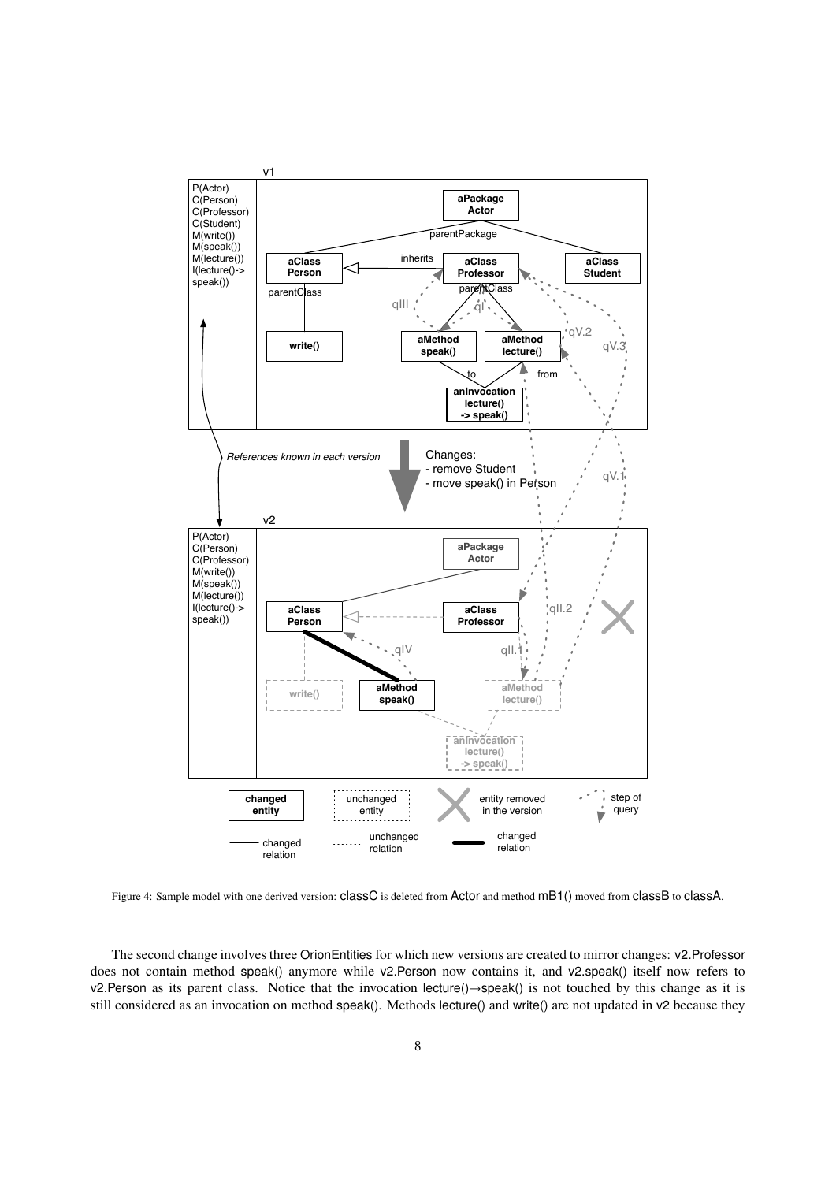Figure 4: Sample model with one derived version: classC is deleted from Actor and method mB1() moved from classB to classA.

The second change involves three OrionEntities for which new versions are created to mirror changes: v2.Professor does not contain method speak() anymore while v2.Person now contains it, and v2.speak() itself now refers to v2.Person as its parent class. Notice that the invocation lecture()→speak() is not touched by this change as it is still considered as an invocation on method speak(). Methods lecture() and write() are not updated in v2 because they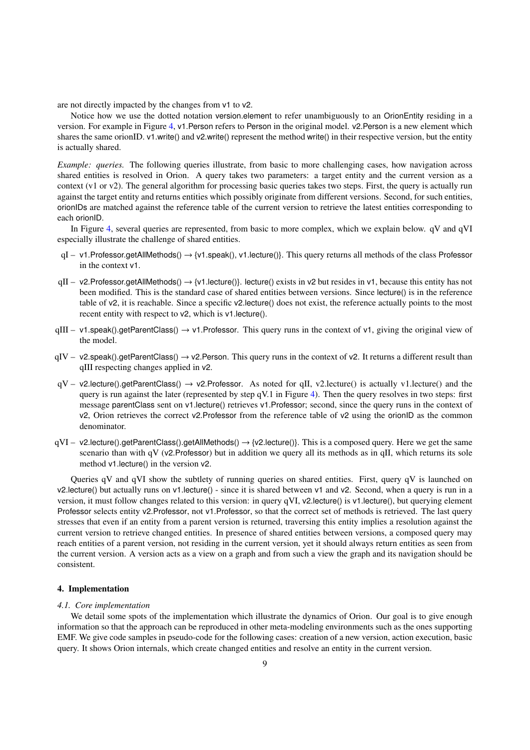are not directly impacted by the changes from v1 to v2.

Notice how we use the dotted notation version.element to refer unambiguously to an OrionEntity residing in a version. For example in Figure 4, v1.Person refers to Person in the original model. v2.Person is a new element which shares the same orionID. v1.write() and v2.write() represent the method write() in their respective version, but the entity is actually shared.

*Example: queries.* The following queries illustrate, from basic to more challenging cases, how navigation across shared entities is resolved in Orion. A query takes two parameters: a target entity and the current version as a context (v1 or v2). The general algorithm for processing basic queries takes two steps. First, the query is actually run against the target entity and returns entities which possibly originate from different versions. Second, for such entities, orionIDs are matched against the reference table of the current version to retrieve the latest entities corresponding to each orionID.

In Figure 4, several queries are represented, from basic to more complex, which we explain below. qV and qVI especially illustrate the challenge of shared entities.

- qI – v1.Professor.getAllMethods() → {v1.speak(), v1.lecture()}. This query returns all methods of the class Professor in the context v1.
- qII – v2.Professor.getAllMethods() → {v1.lecture()}. lecture() exists in v2 but resides in v1, because this entity has not been modified. This is the standard case of shared entities between versions. Since lecture() is in the reference table of v2, it is reachable. Since a specific v2.lecture() does not exist, the reference actually points to the most recent entity with respect to v2, which is v1.lecture().
- qIII – v1.speak().getParentClass() → v1.Professor. This query runs in the context of v1, giving the original view of the model.
- qIV – v2.speak().getParentClass() → v2.Person. This query runs in the context of v2. It returns a different result than qIII respecting changes applied in v2.
- qV – v2.lecture().getParentClass() → v2.Professor. As noted for qII, v2.lecture() is actually v1.lecture() and the query is run against the later (represented by step qV.1 in Figure 4). Then the query resolves in two steps: first message parentClass sent on v1.lecture() retrieves v1.Professor; second, since the query runs in the context of v2, Orion retrieves the correct v2.Professor from the reference table of v2 using the orionID as the common denominator.
- qVI – v2.lecture().getParentClass().getAllMethods() → {v2.lecture()}. This is a composed query. Here we get the same scenario than with qV (v2.Professor) but in addition we query all its methods as in qII, which returns its sole method v1.lecture() in the version v2.

Queries qV and qVI show the subtlety of running queries on shared entities. First, query qV is launched on v2.lecture() but actually runs on v1.lecture() - since it is shared between v1 and v2. Second, when a query is run in a version, it must follow changes related to this version: in query qVI, v2.lecture() is v1.lecture(), but querying element Professor selects entity v2.Professor, not v1.Professor, so that the correct set of methods is retrieved. The last query stresses that even if an entity from a parent version is returned, traversing this entity implies a resolution against the current version to retrieve changed entities. In presence of shared entities between versions, a composed query may reach entities of a parent version, not residing in the current version, yet it should always return entities as seen from the current version. A version acts as a view on a graph and from such a view the graph and its navigation should be consistent.

## 4. Implementation

### *4.1. Core implementation*

We detail some spots of the implementation which illustrate the dynamics of Orion. Our goal is to give enough information so that the approach can be reproduced in other meta-modeling environments such as the ones supporting EMF. We give code samples in pseudo-code for the following cases: creation of a new version, action execution, basic query. It shows Orion internals, which create changed entities and resolve an entity in the current version.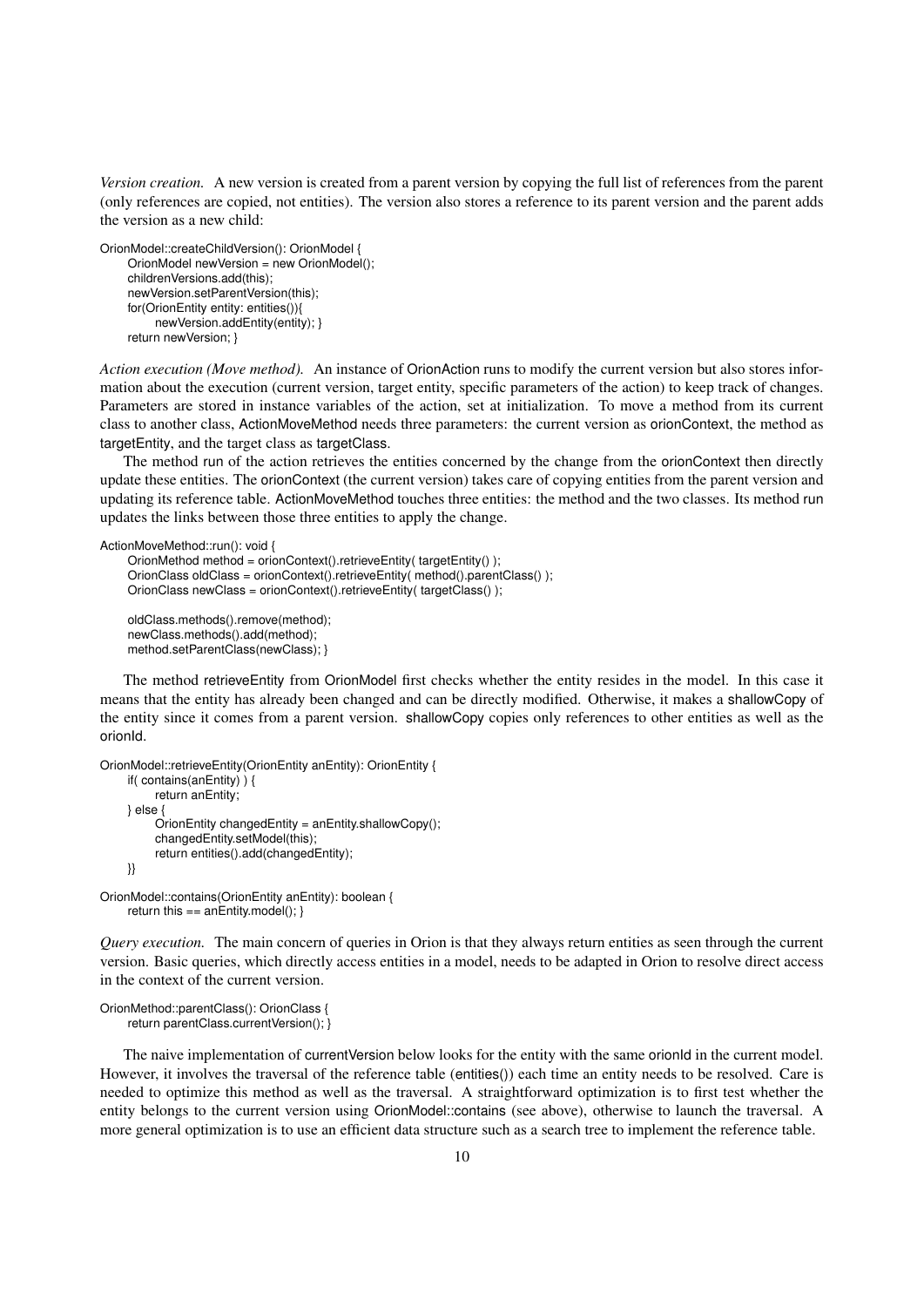*Version creation.* A new version is created from a parent version by copying the full list of references from the parent (only references are copied, not entities). The version also stores a reference to its parent version and the parent adds the version as a new child:

```
OrionModel::createChildVersion(): OrionModel {
    OrionModel newVersion = new OrionModel();
    childrenVersions.add(this);
    newVersion.setParentVersion(this);
    for(OrionEntity entity: entities()){
        newVersion.addEntity(entity); }
    return newVersion; }
```

*Action execution (Move method).* An instance of OrionAction runs to modify the current version but also stores information about the execution (current version, target entity, specific parameters of the action) to keep track of changes. Parameters are stored in instance variables of the action, set at initialization. To move a method from its current class to another class, ActionMoveMethod needs three parameters: the current version as orionContext, the method as targetEntity, and the target class as targetClass.

The method run of the action retrieves the entities concerned by the change from the orionContext then directly update these entities. The orionContext (the current version) takes care of copying entities from the parent version and updating its reference table. ActionMoveMethod touches three entities: the method and the two classes. Its method run updates the links between those three entities to apply the change.

```
ActionMoveMethod::run(): void {
    OrionMethod method = orionContext().retrieveEntity( targetEntity() );
    OrionClass oldClass = orionContext().retrieveEntity( method().parentClass() );
    OrionClass newClass = orionContext().retrieveEntity( targetClass() );

    oldClass.methods().remove(method);
    newClass.methods().add(method);
    method.setParentClass(newClass); }
```

The method retrieveEntity from OrionModel first checks whether the entity resides in the model. In this case it means that the entity has already been changed and can be directly modified. Otherwise, it makes a shallowCopy of the entity since it comes from a parent version. shallowCopy copies only references to other entities as well as the orionId.

```
OrionModel::retrieveEntity(OrionEntity anEntity): OrionEntity {
    if( contains(anEntity) ) {
        return anEntity;
    } else {
        OrionEntity changedEntity = anEntity.shallowCopy();
        changedEntity.setModel(this);
        return entities().add(changedEntity);
    }}

OrionModel::contains(OrionEntity anEntity): boolean {
    return this == anEntity.model(); }
```

*Query execution.* The main concern of queries in Orion is that they always return entities as seen through the current version. Basic queries, which directly access entities in a model, needs to be adapted in Orion to resolve direct access in the context of the current version.

```
OrionMethod::parentClass(): OrionClass {
    return parentClass.currentVersion(); }
```

The naive implementation of currentVersion below looks for the entity with the same orionId in the current model. However, it involves the traversal of the reference table (entities()) each time an entity needs to be resolved. Care is needed to optimize this method as well as the traversal. A straightforward optimization is to first test whether the entity belongs to the current version using OrionModel::contains (see above), otherwise to launch the traversal. A more general optimization is to use an efficient data structure such as a search tree to implement the reference table.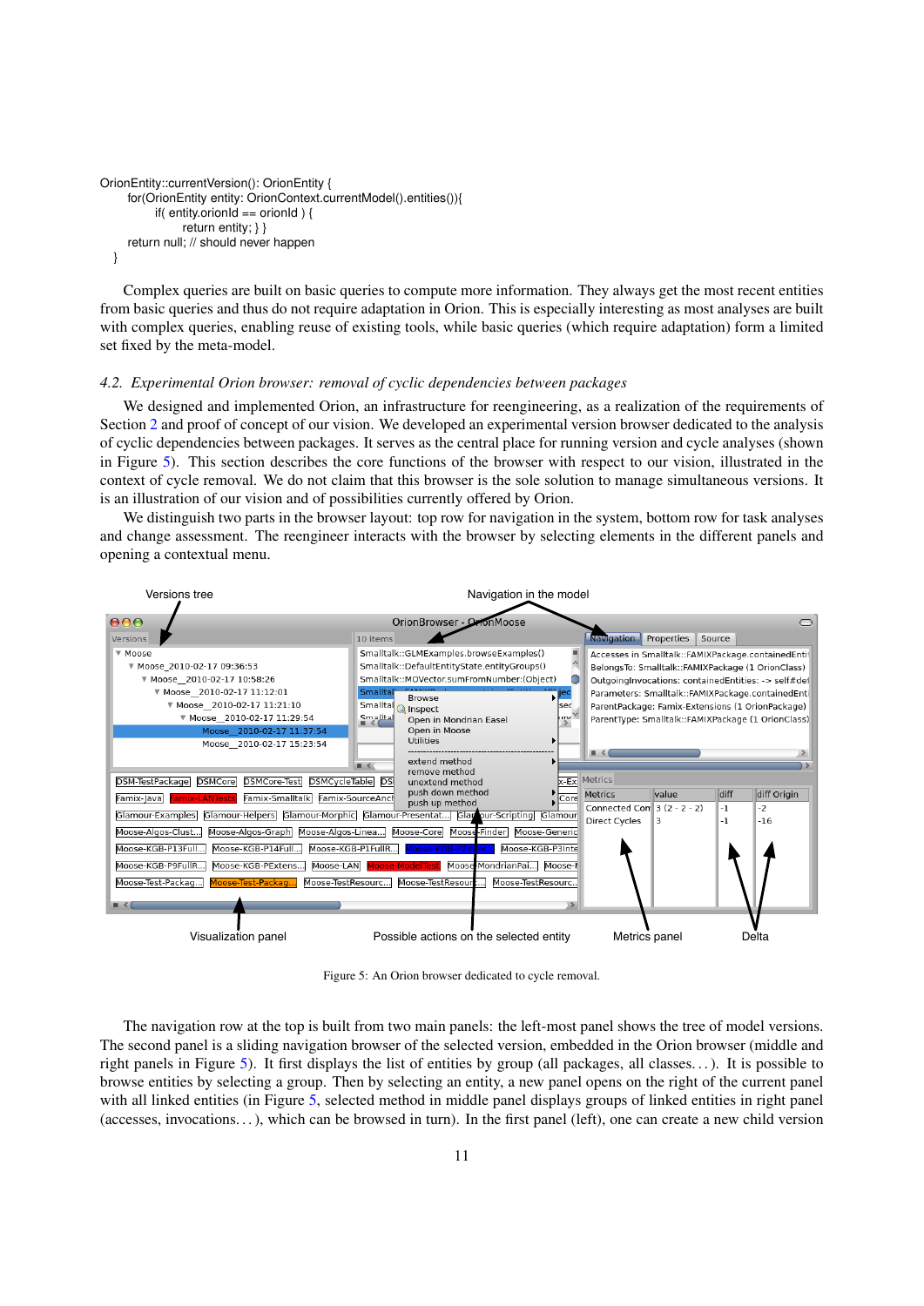```
OrionEntity::currentVersion(): OrionEntity {
    for(OrionEntity entity: OrionContext.currentModel().entities()){
        if( entity.orionId == orionId ) {
            return entity; } }
    return null; // should never happen
}
```

Complex queries are built on basic queries to compute more information. They always get the most recent entities from basic queries and thus do not require adaptation in Orion. This is especially interesting as most analyses are built with complex queries, enabling reuse of existing tools, while basic queries (which require adaptation) form a limited set fixed by the meta-model.

### *4.2. Experimental Orion browser: removal of cyclic dependencies between packages*

We designed and implemented Orion, an infrastructure for reengineering, as a realization of the requirements of Section 2 and proof of concept of our vision. We developed an experimental version browser dedicated to the analysis of cyclic dependencies between packages. It serves as the central place for running version and cycle analyses (shown in Figure 5). This section describes the core functions of the browser with respect to our vision, illustrated in the context of cycle removal. We do not claim that this browser is the sole solution to manage simultaneous versions. It is an illustration of our vision and of possibilities currently offered by Orion.

We distinguish two parts in the browser layout: top row for navigation in the system, bottom row for task analyses and change assessment. The reengineer interacts with the browser by selecting elements in the different panels and opening a contextual menu.

Figure 5: An Orion browser dedicated to cycle removal.

The navigation row at the top is built from two main panels: the left-most panel shows the tree of model versions. The second panel is a sliding navigation browser of the selected version, embedded in the Orion browser (middle and right panels in Figure 5). It first displays the list of entities by group (all packages, all classes. . . ). It is possible to browse entities by selecting a group. Then by selecting an entity, a new panel opens on the right of the current panel with all linked entities (in Figure 5, selected method in middle panel displays groups of linked entities in right panel (accesses, invocations. . . ), which can be browsed in turn). In the first panel (left), one can create a new child version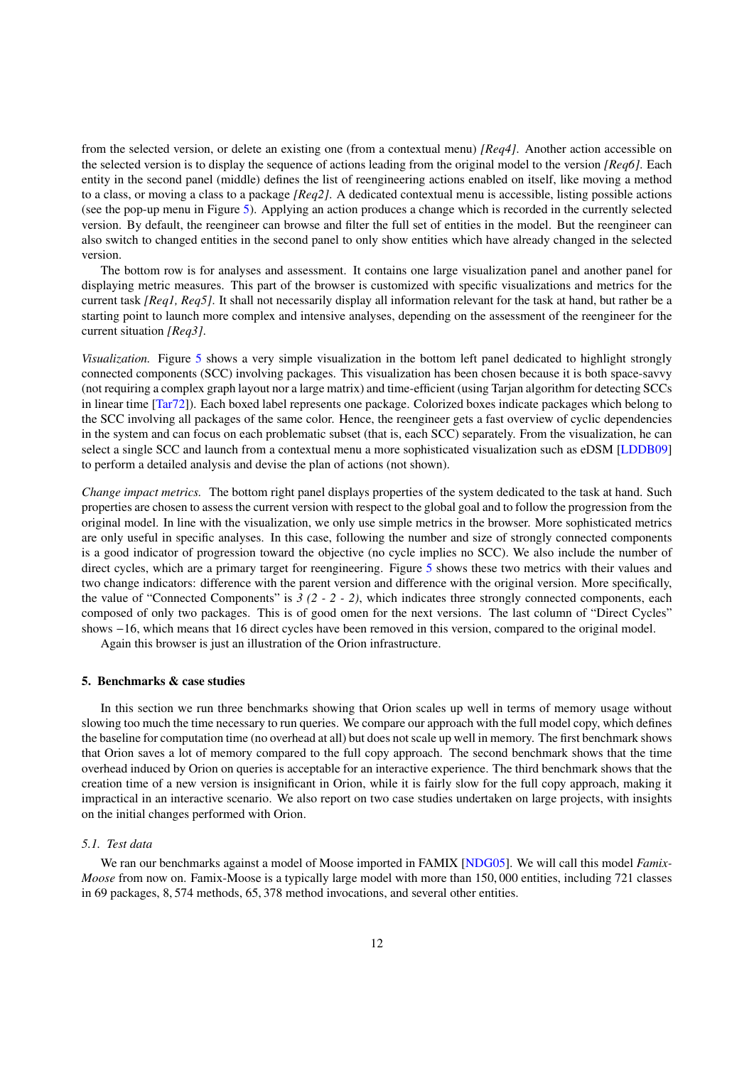from the selected version, or delete an existing one (from a contextual menu) *[Req4]*. Another action accessible on the selected version is to display the sequence of actions leading from the original model to the version *[Req6]*. Each entity in the second panel (middle) defines the list of reengineering actions enabled on itself, like moving a method to a class, or moving a class to a package *[Req2]*. A dedicated contextual menu is accessible, listing possible actions (see the pop-up menu in Figure 5). Applying an action produces a change which is recorded in the currently selected version. By default, the reengineer can browse and filter the full set of entities in the model. But the reengineer can also switch to changed entities in the second panel to only show entities which have already changed in the selected version.

The bottom row is for analyses and assessment. It contains one large visualization panel and another panel for displaying metric measures. This part of the browser is customized with specific visualizations and metrics for the current task *[Req1, Req5]*. It shall not necessarily display all information relevant for the task at hand, but rather be a starting point to launch more complex and intensive analyses, depending on the assessment of the reengineer for the current situation *[Req3]*.

*Visualization.* Figure 5 shows a very simple visualization in the bottom left panel dedicated to highlight strongly connected components (SCC) involving packages. This visualization has been chosen because it is both space-savvy (not requiring a complex graph layout nor a large matrix) and time-efficient (using Tarjan algorithm for detecting SCCs in linear time [Tar72]). Each boxed label represents one package. Colorized boxes indicate packages which belong to the SCC involving all packages of the same color. Hence, the reengineer gets a fast overview of cyclic dependencies in the system and can focus on each problematic subset (that is, each SCC) separately. From the visualization, he can select a single SCC and launch from a contextual menu a more sophisticated visualization such as eDSM [LDDB09] to perform a detailed analysis and devise the plan of actions (not shown).

*Change impact metrics.* The bottom right panel displays properties of the system dedicated to the task at hand. Such properties are chosen to assess the current version with respect to the global goal and to follow the progression from the original model. In line with the visualization, we only use simple metrics in the browser. More sophisticated metrics are only useful in specific analyses. In this case, following the number and size of strongly connected components is a good indicator of progression toward the objective (no cycle implies no SCC). We also include the number of direct cycles, which are a primary target for reengineering. Figure 5 shows these two metrics with their values and two change indicators: difference with the parent version and difference with the original version. More specifically, the value of "Connected Components" is *3 (2 - 2 - 2)*, which indicates three strongly connected components, each composed of only two packages. This is of good omen for the next versions. The last column of "Direct Cycles" shows $-16$, which means that 16 direct cycles have been removed in this version, compared to the original model.

Again this browser is just an illustration of the Orion infrastructure.

## 5. Benchmarks & case studies

In this section we run three benchmarks showing that Orion scales up well in terms of memory usage without slowing too much the time necessary to run queries. We compare our approach with the full model copy, which defines the baseline for computation time (no overhead at all) but does not scale up well in memory. The first benchmark shows that Orion saves a lot of memory compared to the full copy approach. The second benchmark shows that the time overhead induced by Orion on queries is acceptable for an interactive experience. The third benchmark shows that the creation time of a new version is insignificant in Orion, while it is fairly slow for the full copy approach, making it impractical in an interactive scenario. We also report on two case studies undertaken on large projects, with insights on the initial changes performed with Orion.

### 5.1. Test data

We ran our benchmarks against a model of Moose imported in FAMIX [NDG05]. We will call this model *Famix-Moose* from now on. Famix-Moose is a typically large model with more than 150,000 entities, including 721 classes in 69 packages, 8,574 methods, 65,378 method invocations, and several other entities.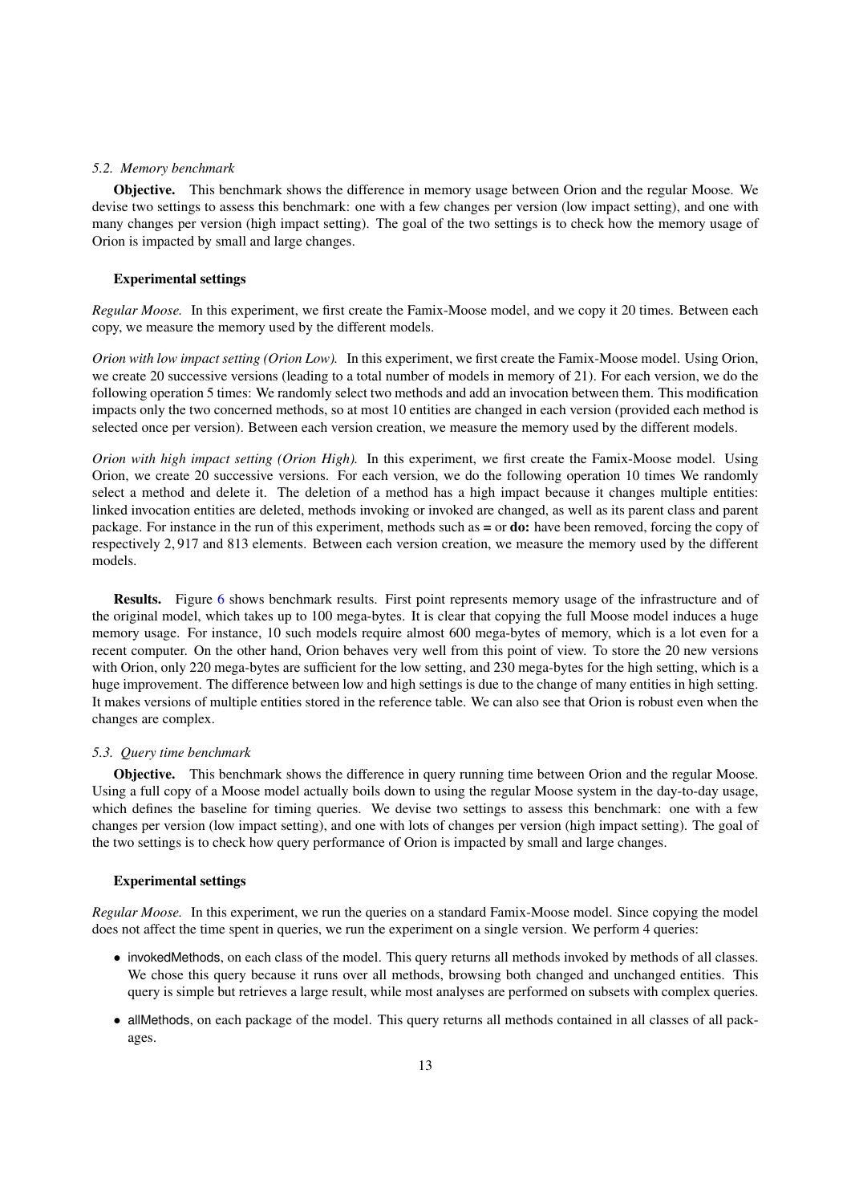### *5.2. Memory benchmark*

**Objective.** This benchmark shows the difference in memory usage between Orion and the regular Moose. We devise two settings to assess this benchmark: one with a few changes per version (low impact setting), and one with many changes per version (high impact setting). The goal of the two settings is to check how the memory usage of Orion is impacted by small and large changes.

**Experimental settings**

*Regular Moose.* In this experiment, we first create the Famix-Moose model, and we copy it 20 times. Between each copy, we measure the memory used by the different models.

*Orion with low impact setting (Orion Low).* In this experiment, we first create the Famix-Moose model. Using Orion, we create 20 successive versions (leading to a total number of models in memory of 21). For each version, we do the following operation 5 times: We randomly select two methods and add an invocation between them. This modification impacts only the two concerned methods, so at most 10 entities are changed in each version (provided each method is selected once per version). Between each version creation, we measure the memory used by the different models.

*Orion with high impact setting (Orion High).* In this experiment, we first create the Famix-Moose model. Using Orion, we create 20 successive versions. For each version, we do the following operation 10 times We randomly select a method and delete it. The deletion of a method has a high impact because it changes multiple entities: linked invocation entities are deleted, methods invoking or invoked are changed, as well as its parent class and parent package. For instance in the run of this experiment, methods such as **=** or **do:** have been removed, forcing the copy of respectively 2,917 and 813 elements. Between each version creation, we measure the memory used by the different models.

**Results.** Figure 6 shows benchmark results. First point represents memory usage of the infrastructure and of the original model, which takes up to 100 mega-bytes. It is clear that copying the full Moose model induces a huge memory usage. For instance, 10 such models require almost 600 mega-bytes of memory, which is a lot even for a recent computer. On the other hand, Orion behaves very well from this point of view. To store the 20 new versions with Orion, only 220 mega-bytes are sufficient for the low setting, and 230 mega-bytes for the high setting, which is a huge improvement. The difference between low and high settings is due to the change of many entities in high setting. It makes versions of multiple entities stored in the reference table. We can also see that Orion is robust even when the changes are complex.

### *5.3. Query time benchmark*

**Objective.** This benchmark shows the difference in query running time between Orion and the regular Moose. Using a full copy of a Moose model actually boils down to using the regular Moose system in the day-to-day usage, which defines the baseline for timing queries. We devise two settings to assess this benchmark: one with a few changes per version (low impact setting), and one with lots of changes per version (high impact setting). The goal of the two settings is to check how query performance of Orion is impacted by small and large changes.

**Experimental settings**

*Regular Moose.* In this experiment, we run the queries on a standard Famix-Moose model. Since copying the model does not affect the time spent in queries, we run the experiment on a single version. We perform 4 queries:

- invokedMethods, on each class of the model. This query returns all methods invoked by methods of all classes. We chose this query because it runs over all methods, browsing both changed and unchanged entities. This query is simple but retrieves a large result, while most analyses are performed on subsets with complex queries.
- allMethods, on each package of the model. This query returns all methods contained in all classes of all packages.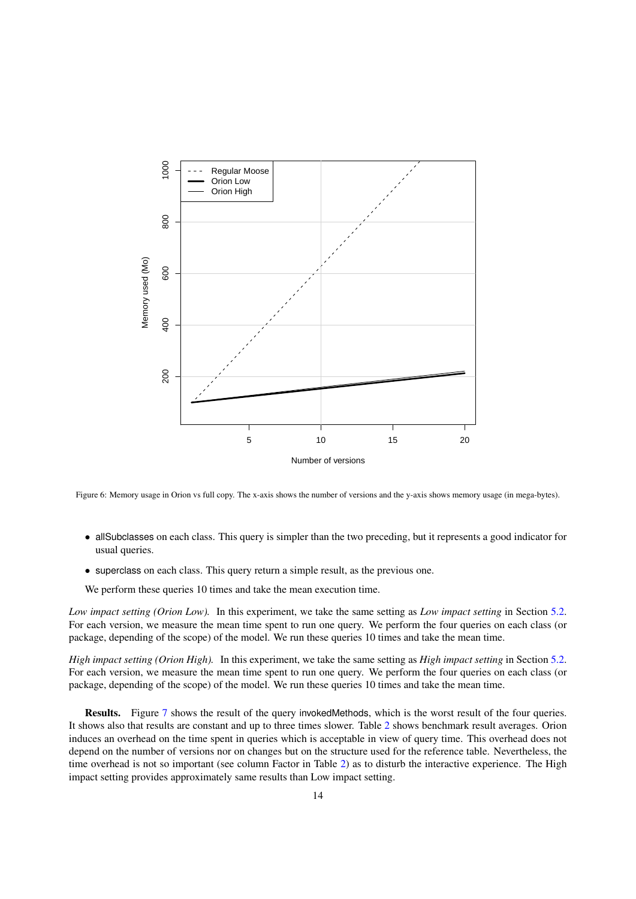Figure 6: Memory usage in Orion vs full copy. The x-axis shows the number of versions and the y-axis shows memory usage (in mega-bytes).

- allSubclasses on each class. This query is simpler than the two preceding, but it represents a good indicator for usual queries.
- superclass on each class. This query return a simple result, as the previous one.

We perform these queries 10 times and take the mean execution time.

*Low impact setting (Orion Low).* In this experiment, we take the same setting as *Low impact setting* in Section 5.2. For each version, we measure the mean time spent to run one query. We perform the four queries on each class (or package, depending of the scope) of the model. We run these queries 10 times and take the mean time.

*High impact setting (Orion High).* In this experiment, we take the same setting as *High impact setting* in Section 5.2. For each version, we measure the mean time spent to run one query. We perform the four queries on each class (or package, depending of the scope) of the model. We run these queries 10 times and take the mean time.

**Results.** Figure 7 shows the result of the query invokedMethods, which is the worst result of the four queries. It shows also that results are constant and up to three times slower. Table 2 shows benchmark result averages. Orion induces an overhead on the time spent in queries which is acceptable in view of query time. This overhead does not depend on the number of versions nor on changes but on the structure used for the reference table. Nevertheless, the time overhead is not so important (see column Factor in Table 2) as to disturb the interactive experience. The High impact setting provides approximately same results than Low impact setting.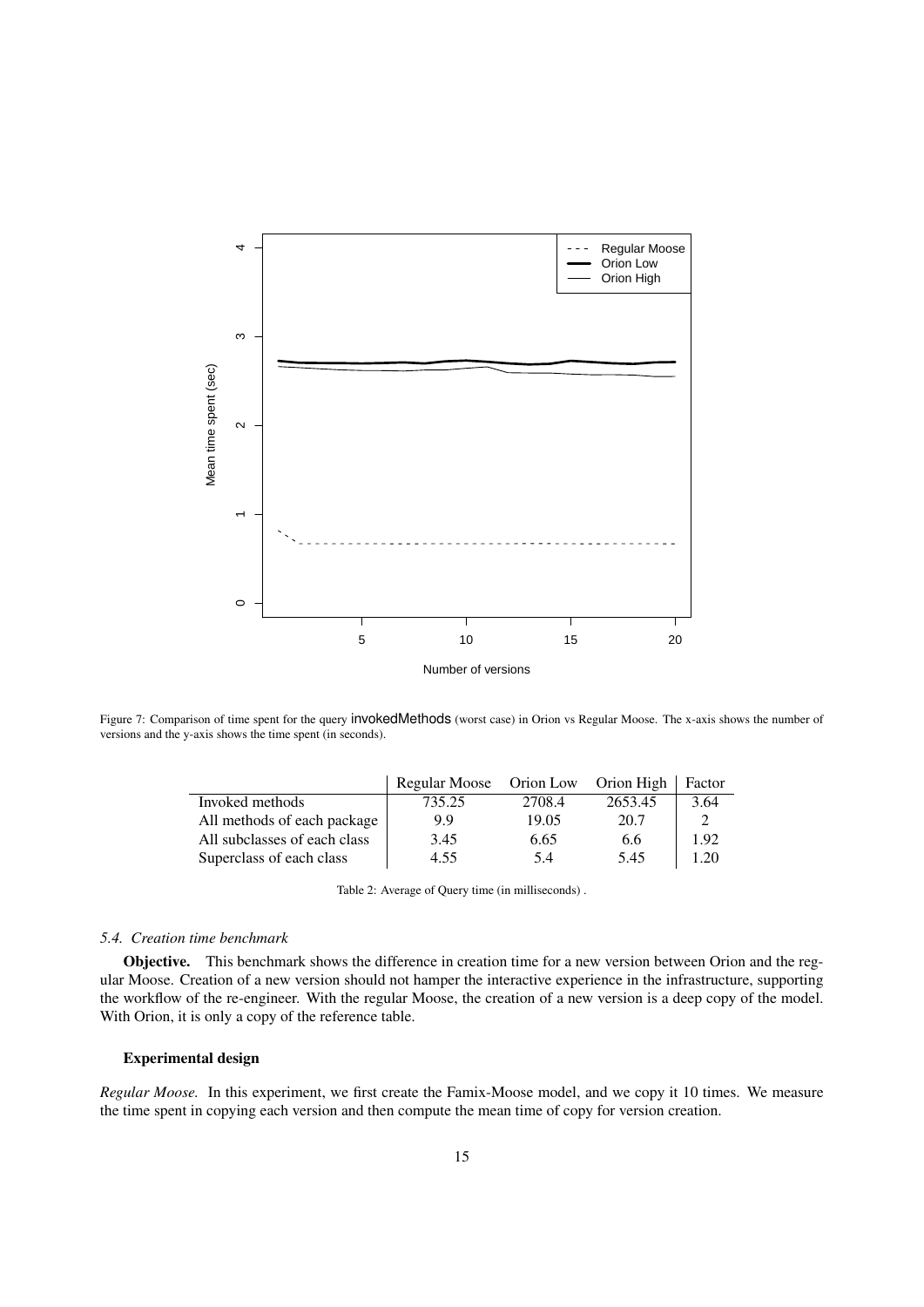Figure 7: Comparison of time spent for the query invokedMethods (worst case) in Orion vs Regular Moose. The x-axis shows the number of versions and the y-axis shows the time spent (in seconds).

| | Regular Moose | Orion Low | Orion High | Factor |
|---|---|---|---|---|
| Invoked methods | 735.25 | 2708.4 | 2653.45 | 3.64 |
| All methods of each package | 9.9 | 19.05 | 20.7 | 2 |
| All subclasses of each class | 3.45 | 6.65 | 6.6 | 1.92 |
| Superclass of each class | 4.55 | 5.4 | 5.45 | 1.20 |

Table 2: Average of Query time (in milliseconds) .

### *5.4. Creation time benchmark*

**Objective.** This benchmark shows the difference in creation time for a new version between Orion and the regular Moose. Creation of a new version should not hamper the interactive experience in the infrastructure, supporting the workflow of the re-engineer. With the regular Moose, the creation of a new version is a deep copy of the model. With Orion, it is only a copy of the reference table.

#### Experimental design

*Regular Moose.* In this experiment, we first create the Famix-Moose model, and we copy it 10 times. We measure the time spent in copying each version and then compute the mean time of copy for version creation.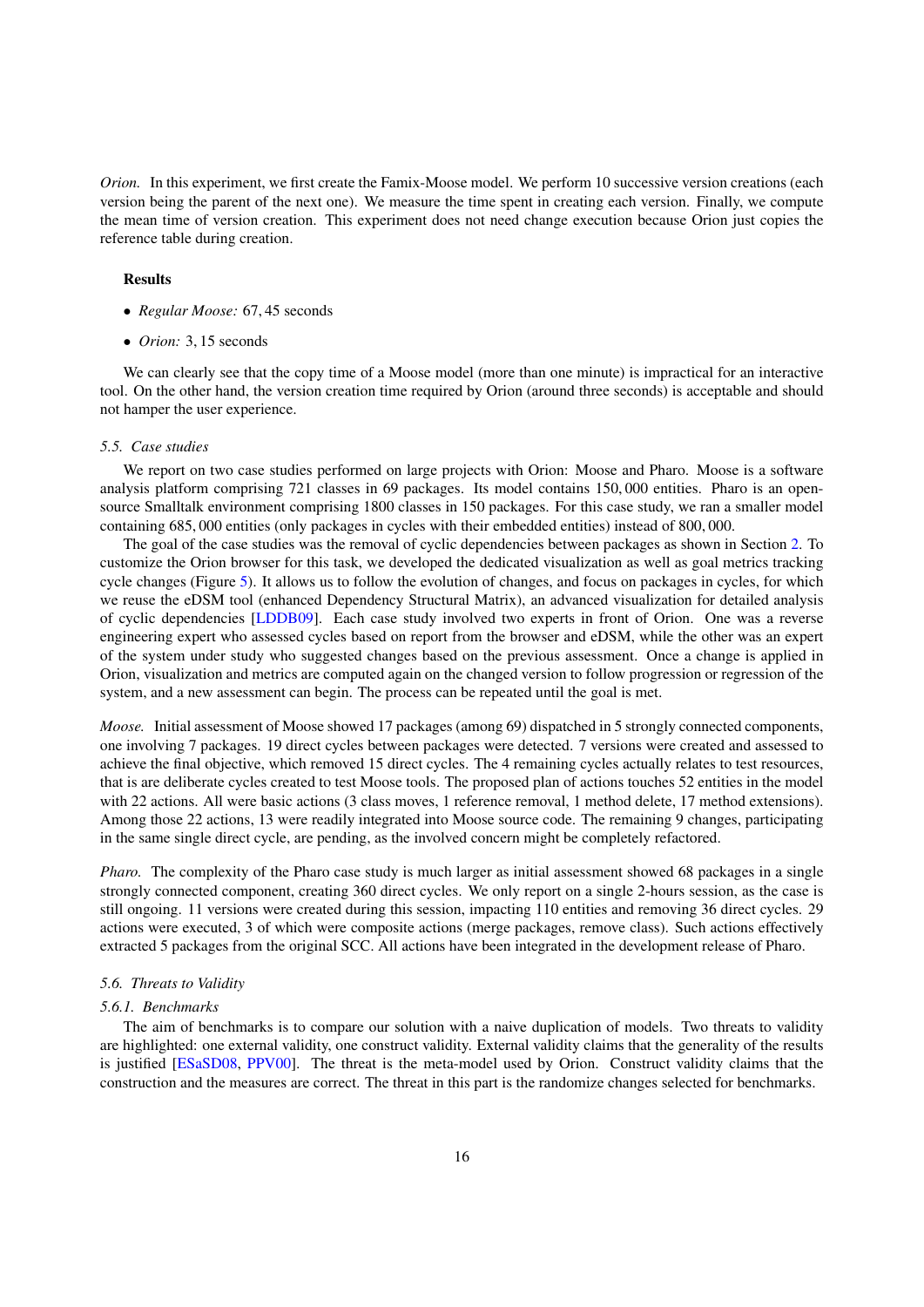*Orion.* In this experiment, we first create the Famix-Moose model. We perform 10 successive version creations (each version being the parent of the next one). We measure the time spent in creating each version. Finally, we compute the mean time of version creation. This experiment does not need change execution because Orion just copies the reference table during creation.

**Results**

- *Regular Moose:* 67, 45 seconds
- *Orion:* 3, 15 seconds

We can clearly see that the copy time of a Moose model (more than one minute) is impractical for an interactive tool. On the other hand, the version creation time required by Orion (around three seconds) is acceptable and should not hamper the user experience.

### *5.5. Case studies*

We report on two case studies performed on large projects with Orion: Moose and Pharo. Moose is a software analysis platform comprising 721 classes in 69 packages. Its model contains 150, 000 entities. Pharo is an open-source Smalltalk environment comprising 1800 classes in 150 packages. For this case study, we ran a smaller model containing 685, 000 entities (only packages in cycles with their embedded entities) instead of 800, 000.

The goal of the case studies was the removal of cyclic dependencies between packages as shown in Section 2. To customize the Orion browser for this task, we developed the dedicated visualization as well as goal metrics tracking cycle changes (Figure 5). It allows us to follow the evolution of changes, and focus on packages in cycles, for which we reuse the eDSM tool (enhanced Dependency Structural Matrix), an advanced visualization for detailed analysis of cyclic dependencies [LDDB09]. Each case study involved two experts in front of Orion. One was a reverse engineering expert who assessed cycles based on report from the browser and eDSM, while the other was an expert of the system under study who suggested changes based on the previous assessment. Once a change is applied in Orion, visualization and metrics are computed again on the changed version to follow progression or regression of the system, and a new assessment can begin. The process can be repeated until the goal is met.

*Moose.* Initial assessment of Moose showed 17 packages (among 69) dispatched in 5 strongly connected components, one involving 7 packages. 19 direct cycles between packages were detected. 7 versions were created and assessed to achieve the final objective, which removed 15 direct cycles. The 4 remaining cycles actually relates to test resources, that is are deliberate cycles created to test Moose tools. The proposed plan of actions touches 52 entities in the model with 22 actions. All were basic actions (3 class moves, 1 reference removal, 1 method delete, 17 method extensions). Among those 22 actions, 13 were readily integrated into Moose source code. The remaining 9 changes, participating in the same single direct cycle, are pending, as the involved concern might be completely refactored.

*Pharo.* The complexity of the Pharo case study is much larger as initial assessment showed 68 packages in a single strongly connected component, creating 360 direct cycles. We only report on a single 2-hours session, as the case is still ongoing. 11 versions were created during this session, impacting 110 entities and removing 36 direct cycles. 29 actions were executed, 3 of which were composite actions (merge packages, remove class). Such actions effectively extracted 5 packages from the original SCC. All actions have been integrated in the development release of Pharo.

### *5.6. Threats to Validity*

#### *5.6.1. Benchmarks*

The aim of benchmarks is to compare our solution with a naive duplication of models. Two threats to validity are highlighted: one external validity, one construct validity. External validity claims that the generality of the results is justified [ESaSD08, PPV00]. The threat is the meta-model used by Orion. Construct validity claims that the construction and the measures are correct. The threat in this part is the randomize changes selected for benchmarks.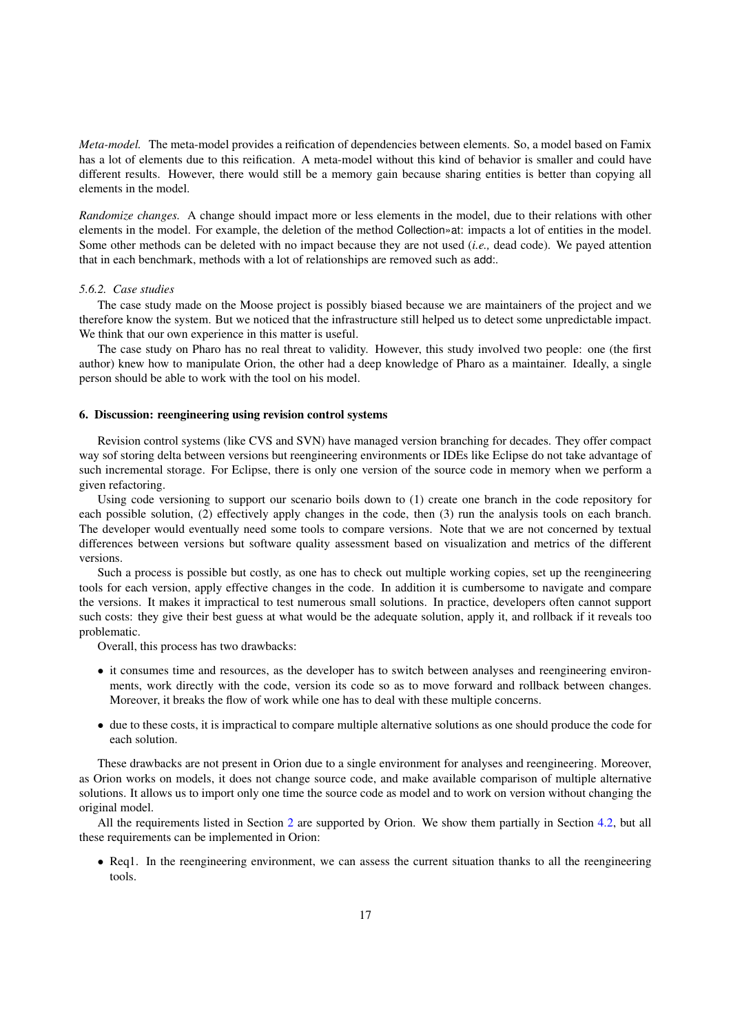*Meta-model.* The meta-model provides a reification of dependencies between elements. So, a model based on Famix has a lot of elements due to this reification. A meta-model without this kind of behavior is smaller and could have different results. However, there would still be a memory gain because sharing entities is better than copying all elements in the model.

*Randomize changes.* A change should impact more or less elements in the model, due to their relations with other elements in the model. For example, the deletion of the method Collection»at: impacts a lot of entities in the model. Some other methods can be deleted with no impact because they are not used (*i.e.,* dead code). We payed attention that in each benchmark, methods with a lot of relationships are removed such as add:.

### 5.6.2. Case studies

The case study made on the Moose project is possibly biased because we are maintainers of the project and we therefore know the system. But we noticed that the infrastructure still helped us to detect some unpredictable impact. We think that our own experience in this matter is useful.

The case study on Pharo has no real threat to validity. However, this study involved two people: one (the first author) knew how to manipulate Orion, the other had a deep knowledge of Pharo as a maintainer. Ideally, a single person should be able to work with the tool on his model.

## 6. Discussion: reengineering using revision control systems

Revision control systems (like CVS and SVN) have managed version branching for decades. They offer compact way sof storing delta between versions but reengineering environments or IDEs like Eclipse do not take advantage of such incremental storage. For Eclipse, there is only one version of the source code in memory when we perform a given refactoring.

Using code versioning to support our scenario boils down to (1) create one branch in the code repository for each possible solution, (2) effectively apply changes in the code, then (3) run the analysis tools on each branch. The developer would eventually need some tools to compare versions. Note that we are not concerned by textual differences between versions but software quality assessment based on visualization and metrics of the different versions.

Such a process is possible but costly, as one has to check out multiple working copies, set up the reengineering tools for each version, apply effective changes in the code. In addition it is cumbersome to navigate and compare the versions. It makes it impractical to test numerous small solutions. In practice, developers often cannot support such costs: they give their best guess at what would be the adequate solution, apply it, and rollback if it reveals too problematic.

Overall, this process has two drawbacks:

- it consumes time and resources, as the developer has to switch between analyses and reengineering environments, work directly with the code, version its code so as to move forward and rollback between changes. Moreover, it breaks the flow of work while one has to deal with these multiple concerns.
- due to these costs, it is impractical to compare multiple alternative solutions as one should produce the code for each solution.

These drawbacks are not present in Orion due to a single environment for analyses and reengineering. Moreover, as Orion works on models, it does not change source code, and make available comparison of multiple alternative solutions. It allows us to import only one time the source code as model and to work on version without changing the original model.

All the requirements listed in Section 2 are supported by Orion. We show them partially in Section 4.2, but all these requirements can be implemented in Orion:

- Req1. In the reengineering environment, we can assess the current situation thanks to all the reengineering tools.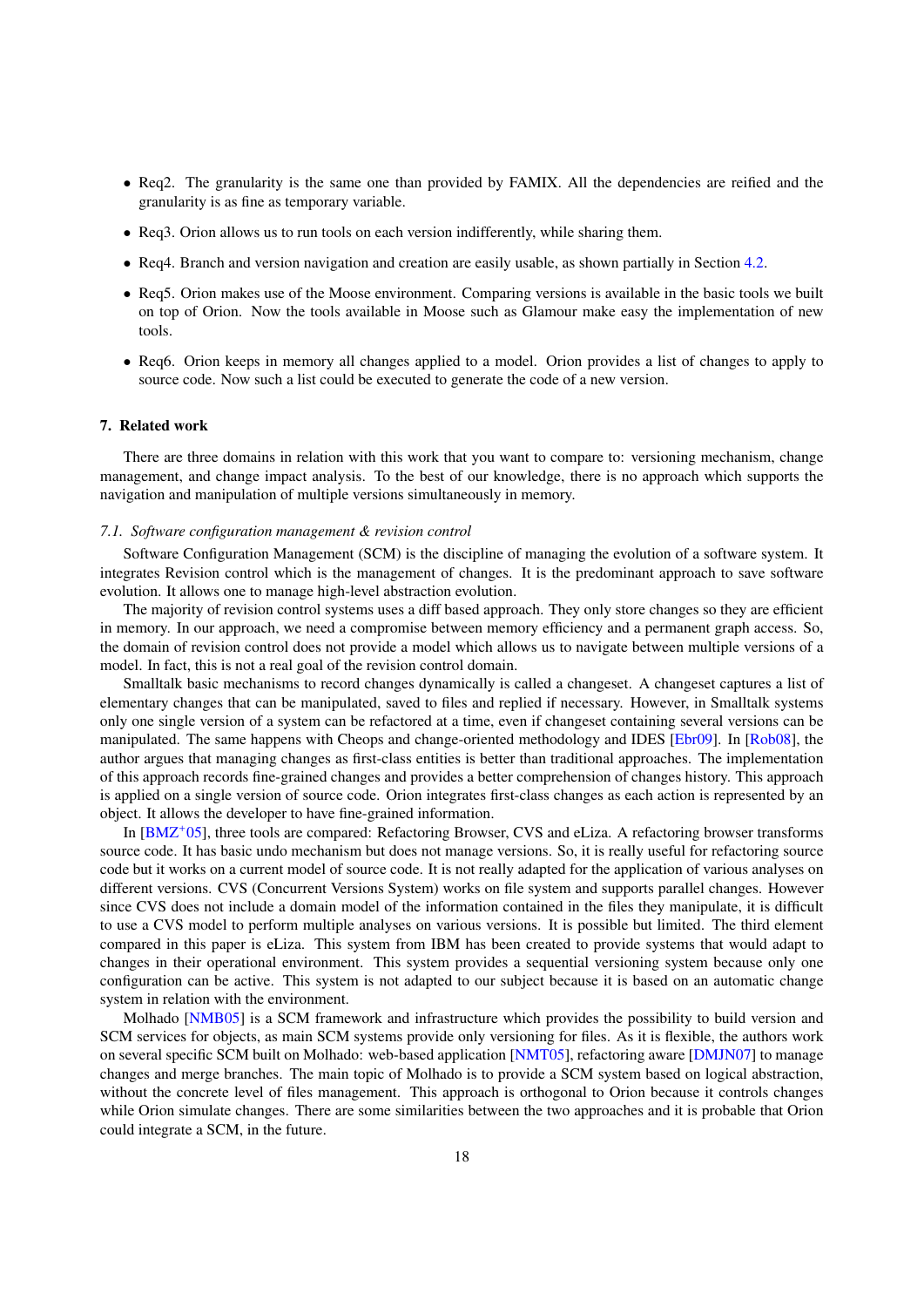- Req2. The granularity is the same one than provided by FAMIX. All the dependencies are reified and the granularity is as fine as temporary variable.
- Req3. Orion allows us to run tools on each version indifferently, while sharing them.
- Req4. Branch and version navigation and creation are easily usable, as shown partially in Section 4.2.
- Req5. Orion makes use of the Moose environment. Comparing versions is available in the basic tools we built on top of Orion. Now the tools available in Moose such as Glamour make easy the implementation of new tools.
- Req6. Orion keeps in memory all changes applied to a model. Orion provides a list of changes to apply to source code. Now such a list could be executed to generate the code of a new version.

## 7. Related work

There are three domains in relation with this work that you want to compare to: versioning mechanism, change management, and change impact analysis. To the best of our knowledge, there is no approach which supports the navigation and manipulation of multiple versions simultaneously in memory.

### *7.1. Software configuration management & revision control*

Software Configuration Management (SCM) is the discipline of managing the evolution of a software system. It integrates Revision control which is the management of changes. It is the predominant approach to save software evolution. It allows one to manage high-level abstraction evolution.

The majority of revision control systems uses a diff based approach. They only store changes so they are efficient in memory. In our approach, we need a compromise between memory efficiency and a permanent graph access. So, the domain of revision control does not provide a model which allows us to navigate between multiple versions of a model. In fact, this is not a real goal of the revision control domain.

Smalltalk basic mechanisms to record changes dynamically is called a changeset. A changeset captures a list of elementary changes that can be manipulated, saved to files and replied if necessary. However, in Smalltalk systems only one single version of a system can be refactored at a time, even if changeset containing several versions can be manipulated. The same happens with Cheops and change-oriented methodology and IDES [Ebr09]. In [Rob08], the author argues that managing changes as first-class entities is better than traditional approaches. The implementation of this approach records fine-grained changes and provides a better comprehension of changes history. This approach is applied on a single version of source code. Orion integrates first-class changes as each action is represented by an object. It allows the developer to have fine-grained information.

In [BMZ+05], three tools are compared: Refactoring Browser, CVS and eLiza. A refactoring browser transforms source code. It has basic undo mechanism but does not manage versions. So, it is really useful for refactoring source code but it works on a current model of source code. It is not really adapted for the application of various analyses on different versions. CVS (Concurrent Versions System) works on file system and supports parallel changes. However since CVS does not include a domain model of the information contained in the files they manipulate, it is difficult to use a CVS model to perform multiple analyses on various versions. It is possible but limited. The third element compared in this paper is eLiza. This system from IBM has been created to provide systems that would adapt to changes in their operational environment. This system provides a sequential versioning system because only one configuration can be active. This system is not adapted to our subject because it is based on an automatic change system in relation with the environment.

Molhado [NMB05] is a SCM framework and infrastructure which provides the possibility to build version and SCM services for objects, as main SCM systems provide only versioning for files. As it is flexible, the authors work on several specific SCM built on Molhado: web-based application [NMT05], refactoring aware [DMJN07] to manage changes and merge branches. The main topic of Molhado is to provide a SCM system based on logical abstraction, without the concrete level of files management. This approach is orthogonal to Orion because it controls changes while Orion simulate changes. There are some similarities between the two approaches and it is probable that Orion could integrate a SCM, in the future.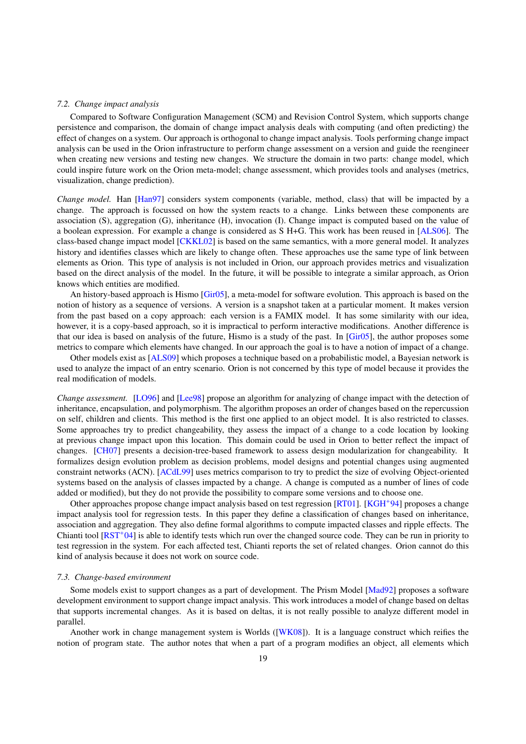### 7.2. Change impact analysis

Compared to Software Configuration Management (SCM) and Revision Control System, which supports change persistence and comparison, the domain of change impact analysis deals with computing (and often predicting) the effect of changes on a system. Our approach is orthogonal to change impact analysis. Tools performing change impact analysis can be used in the Orion infrastructure to perform change assessment on a version and guide the reengineer when creating new versions and testing new changes. We structure the domain in two parts: change model, which could inspire future work on the Orion meta-model; change assessment, which provides tools and analyses (metrics, visualization, change prediction).

*Change model.* Han [Han97] considers system components (variable, method, class) that will be impacted by a change. The approach is focussed on how the system reacts to a change. Links between these components are association (S), aggregation (G), inheritance (H), invocation (I). Change impact is computed based on the value of a boolean expression. For example a change is considered as S H+G. This work has been reused in [ALS06]. The class-based change impact model [CKKL02] is based on the same semantics, with a more general model. It analyzes history and identifies classes which are likely to change often. These approaches use the same type of link between elements as Orion. This type of analysis is not included in Orion, our approach provides metrics and visualization based on the direct analysis of the model. In the future, it will be possible to integrate a similar approach, as Orion knows which entities are modified.

An history-based approach is Hismo [Gir05], a meta-model for software evolution. This approach is based on the notion of history as a sequence of versions. A version is a snapshot taken at a particular moment. It makes version from the past based on a copy approach: each version is a FAMIX model. It has some similarity with our idea, however, it is a copy-based approach, so it is impractical to perform interactive modifications. Another difference is that our idea is based on analysis of the future, Hismo is a study of the past. In [Gir05], the author proposes some metrics to compare which elements have changed. In our approach the goal is to have a notion of impact of a change.

Other models exist as [ALS09] which proposes a technique based on a probabilistic model, a Bayesian network is used to analyze the impact of an entry scenario. Orion is not concerned by this type of model because it provides the real modification of models.

*Change assessment.* [LO96] and [Lee98] propose an algorithm for analyzing of change impact with the detection of inheritance, encapsulation, and polymorphism. The algorithm proposes an order of changes based on the repercussion on self, children and clients. This method is the first one applied to an object model. It is also restricted to classes. Some approaches try to predict changeability, they assess the impact of a change to a code location by looking at previous change impact upon this location. This domain could be used in Orion to better reflect the impact of changes. [CH07] presents a decision-tree-based framework to assess design modularization for changeability. It formalizes design evolution problem as decision problems, model designs and potential changes using augmented constraint networks (ACN). [ACdL99] uses metrics comparison to try to predict the size of evolving Object-oriented systems based on the analysis of classes impacted by a change. A change is computed as a number of lines of code added or modified), but they do not provide the possibility to compare some versions and to choose one.

Other approaches propose change impact analysis based on test regression [RT01]. [KGH+94] proposes a change impact analysis tool for regression tests. In this paper they define a classification of changes based on inheritance, association and aggregation. They also define formal algorithms to compute impacted classes and ripple effects. The Chianti tool [RST+04] is able to identify tests which run over the changed source code. They can be run in priority to test regression in the system. For each affected test, Chianti reports the set of related changes. Orion cannot do this kind of analysis because it does not work on source code.

### 7.3. Change-based environment

Some models exist to support changes as a part of development. The Prism Model [Mad92] proposes a software development environment to support change impact analysis. This work introduces a model of change based on deltas that supports incremental changes. As it is based on deltas, it is not really possible to analyze different model in parallel.

Another work in change management system is Worlds ([WK08]). It is a language construct which reifies the notion of program state. The author notes that when a part of a program modifies an object, all elements which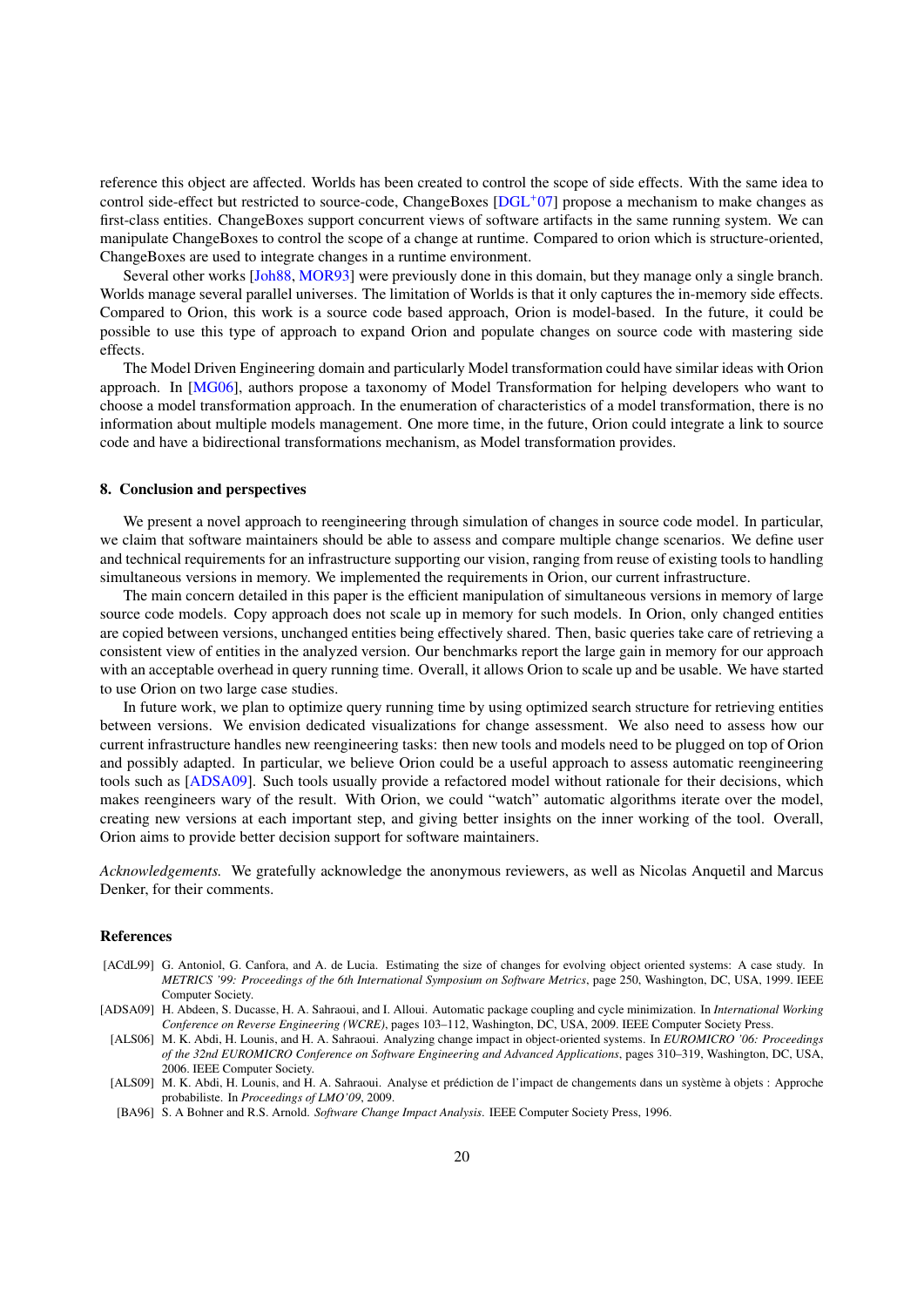reference this object are affected. Worlds has been created to control the scope of side effects. With the same idea to control side-effect but restricted to source-code, ChangeBoxes [DGL+07] propose a mechanism to make changes as first-class entities. ChangeBoxes support concurrent views of software artifacts in the same running system. We can manipulate ChangeBoxes to control the scope of a change at runtime. Compared to orion which is structure-oriented, ChangeBoxes are used to integrate changes in a runtime environment.

Several other works [Joh88, MOR93] were previously done in this domain, but they manage only a single branch. Worlds manage several parallel universes. The limitation of Worlds is that it only captures the in-memory side effects. Compared to Orion, this work is a source code based approach, Orion is model-based. In the future, it could be possible to use this type of approach to expand Orion and populate changes on source code with mastering side effects.

The Model Driven Engineering domain and particularly Model transformation could have similar ideas with Orion approach. In [MG06], authors propose a taxonomy of Model Transformation for helping developers who want to choose a model transformation approach. In the enumeration of characteristics of a model transformation, there is no information about multiple models management. One more time, in the future, Orion could integrate a link to source code and have a bidirectional transformations mechanism, as Model transformation provides.

## 8. Conclusion and perspectives

We present a novel approach to reengineering through simulation of changes in source code model. In particular, we claim that software maintainers should be able to assess and compare multiple change scenarios. We define user and technical requirements for an infrastructure supporting our vision, ranging from reuse of existing tools to handling simultaneous versions in memory. We implemented the requirements in Orion, our current infrastructure.

The main concern detailed in this paper is the efficient manipulation of simultaneous versions in memory of large source code models. Copy approach does not scale up in memory for such models. In Orion, only changed entities are copied between versions, unchanged entities being effectively shared. Then, basic queries take care of retrieving a consistent view of entities in the analyzed version. Our benchmarks report the large gain in memory for our approach with an acceptable overhead in query running time. Overall, it allows Orion to scale up and be usable. We have started to use Orion on two large case studies.

In future work, we plan to optimize query running time by using optimized search structure for retrieving entities between versions. We envision dedicated visualizations for change assessment. We also need to assess how our current infrastructure handles new reengineering tasks: then new tools and models need to be plugged on top of Orion and possibly adapted. In particular, we believe Orion could be a useful approach to assess automatic reengineering tools such as [ADSA09]. Such tools usually provide a refactored model without rationale for their decisions, which makes reengineers wary of the result. With Orion, we could "watch" automatic algorithms iterate over the model, creating new versions at each important step, and giving better insights on the inner working of the tool. Overall, Orion aims to provide better decision support for software maintainers.

*Acknowledgements.* We gratefully acknowledge the anonymous reviewers, as well as Nicolas Anquetil and Marcus Denker, for their comments.

## References

[ACdL99] G. Antoniol, G. Canfora, and A. de Lucia. Estimating the size of changes for evolving object oriented systems: A case study. In *METRICS '99: Proceedings of the 6th International Symposium on Software Metrics*, page 250, Washington, DC, USA, 1999. IEEE Computer Society.

[ADSA09] H. Abdeen, S. Ducasse, H. A. Sahraoui, and I. Alloui. Automatic package coupling and cycle minimization. In *International Working Conference on Reverse Engineering (WCRE)*, pages 103–112, Washington, DC, USA, 2009. IEEE Computer Society Press.

[ALS06] M. K. Abdi, H. Lounis, and H. A. Sahraoui. Analyzing change impact in object-oriented systems. In *EUROMICRO '06: Proceedings of the 32nd EUROMICRO Conference on Software Engineering and Advanced Applications*, pages 310–319, Washington, DC, USA, 2006. IEEE Computer Society.

[ALS09] M. K. Abdi, H. Lounis, and H. A. Sahraoui. Analyse et prédiction de l'impact de changements dans un système à objets : Approche probabiliste. In *Proceedings of LMO'09*, 2009.

[BA96] S. A Bohner and R.S. Arnold. *Software Change Impact Analysis*. IEEE Computer Society Press, 1996.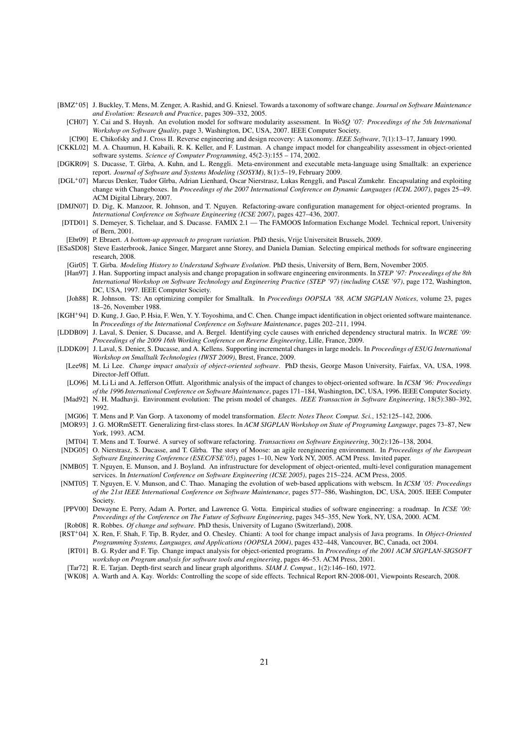[BMZ+05] J. Buckley, T. Mens, M. Zenger, A. Rashid, and G. Kniesel. Towards a taxonomy of software change. *Journal on Software Maintenance and Evolution: Research and Practice*, pages 309–332, 2005.

[CH07] Y. Cai and S. Huynh. An evolution model for software modularity assessment. In *WoSQ '07: Proceedings of the 5th International Workshop on Software Quality*, page 3, Washington, DC, USA, 2007. IEEE Computer Society.

[CI90] E. Chikofsky and J. Cross II. Reverse engineering and design recovery: A taxonomy. *IEEE Software*, 7(1):13–17, January 1990.

[CKKL02] M. A. Chaumun, H. Kabaili, R. K. Keller, and F. Lustman. A change impact model for changeability assessment in object-oriented software systems. *Science of Computer Programming*, 45(2-3):155 – 174, 2002.

[DGKR09] S. Ducasse, T. Gîrba, A. Kuhn, and L. Renggli. Meta-environment and executable meta-language using Smalltalk: an experience report. *Journal of Software and Systems Modeling (SOSYM)*, 8(1):5–19, February 2009.

[DGL+07] Marcus Denker, Tudor Gîrba, Adrian Lienhard, Oscar Nierstrasz, Lukas Renggli, and Pascal Zumkehr. Encapsulating and exploiting change with Changeboxes. In *Proceedings of the 2007 International Conference on Dynamic Languages (ICDL 2007)*, pages 25–49. ACM Digital Library, 2007.

[DMJN07] D. Dig, K. Manzoor, R. Johnson, and T. Nguyen. Refactoring-aware configuration management for object-oriented programs. In *International Conference on Software Engineering (ICSE 2007)*, pages 427–436, 2007.

[DTD01] S. Demeyer, S. Tichelaar, and S. Ducasse. FAMIX 2.1 — The FAMOOS Information Exchange Model. Technical report, University of Bern, 2001.

[Ebr09] P. Ebraert. *A bottom-up approach to program variation*. PhD thesis, Vrije Universiteit Brussels, 2009.

[ESaSD08] Steve Easterbrook, Janice Singer, Margaret anne Storey, and Daniela Damian. Selecting empirical methods for software engineering research, 2008.

[Gir05] T. Girba. *Modeling History to Understand Software Evolution*. PhD thesis, University of Bern, Bern, November 2005.

[Han97] J. Han. Supporting impact analysis and change propagation in software engineering environments. In *STEP '97: Proceedings of the 8th International Workshop on Software Technology and Engineering Practice (STEP '97) (including CASE '97)*, page 172, Washington, DC, USA, 1997. IEEE Computer Society.

[Joh88] R. Johnson. TS: An optimizing compiler for Smalltalk. In *Proceedings OOPSLA '88, ACM SIGPLAN Notices*, volume 23, pages 18–26, November 1988.

[KGH+94] D. Kung, J. Gao, P. Hsia, F. Wen, Y. Y. Toyoshima, and C. Chen. Change impact identification in object oriented software maintenance. In *Proceedings of the International Conference on Software Maintenance*, pages 202–211, 1994.

[LDDB09] J. Laval, S. Denier, S. Ducasse, and A. Bergel. Identifying cycle causes with enriched dependency structural matrix. In *WCRE '09: Proceedings of the 2009 16th Working Conference on Reverse Engineering*, Lille, France, 2009.

[LDDK09] J. Laval, S. Denier, S. Ducasse, and A. Kellens. Supporting incremental changes in large models. In *Proceedings of ESUG International Workshop on Smalltalk Technologies (IWST 2009)*, Brest, France, 2009.

[Lee98] M. Li Lee. *Change impact analysis of object-oriented software*. PhD thesis, George Mason University, Fairfax, VA, USA, 1998. Director-Jeff Offutt.

[LO96] M. Li Li and A. Jefferson Offutt. Algorithmic analysis of the impact of changes to object-oriented software. In *ICSM '96: Proceedings of the 1996 International Conference on Software Maintenance*, pages 171–184, Washington, DC, USA, 1996. IEEE Computer Society.

[Mad92] N. H. Madhavji. Environment evolution: The prism model of changes. *IEEE Transaction in Software Engineering*, 18(5):380–392, 1992.

[MG06] T. Mens and P. Van Gorp. A taxonomy of model transformation. *Electr. Notes Theor. Comput. Sci.*, 152:125–142, 2006.

[MOR93] J. G. MORmSETT. Generalizing first-class stores. In *ACM SIGPLAN Workshop on State of Programing Language*, pages 73–87, New York, 1993. ACM.

[MT04] T. Mens and T. Tourwé. A survey of software refactoring. *Transactions on Software Engineering*, 30(2):126–138, 2004.

[NDG05] O. Nierstrasz, S. Ducasse, and T. Gîrba. The story of Moose: an agile reengineering environment. In *Proceedings of the European Software Engineering Conference (ESEC/FSE'05)*, pages 1–10, New York NY, 2005. ACM Press. Invited paper.

[NMB05] T. Nguyen, E. Munson, and J. Boyland. An infrastructure for development of object-oriented, multi-level configuration management services. In *Internationl Conference on Software Engineering (ICSE 2005)*, pages 215–224. ACM Press, 2005.

[NMT05] T. Nguyen, E. V. Munson, and C. Thao. Managing the evolution of web-based applications with webscm. In *ICSM '05: Proceedings of the 21st IEEE International Conference on Software Maintenance*, pages 577–586, Washington, DC, USA, 2005. IEEE Computer Society.

[PPV00] Dewayne E. Perry, Adam A. Porter, and Lawrence G. Votta. Empirical studies of software engineering: a roadmap. In *ICSE '00: Proceedings of the Conference on The Future of Software Engineering*, pages 345–355, New York, NY, USA, 2000. ACM.

[Rob08] R. Robbes. *Of change and software*. PhD thesis, University of Lugano (Switzerland), 2008.

[RST+04] X. Ren, F. Shah, F. Tip, B. Ryder, and O. Chesley. Chianti: A tool for change impact analysis of Java programs. In *Object-Oriented Programming Systems, Languages, and Applications (OOPSLA 2004)*, pages 432–448, Vancouver, BC, Canada, oct 2004.

[RT01] B. G. Ryder and F. Tip. Change impact analysis for object-oriented programs. In *Proceedings of the 2001 ACM SIGPLAN-SIGSOFT workshop on Program analysis for software tools and engineering*, pages 46–53. ACM Press, 2001.

[Tar72] R. E. Tarjan. Depth-first search and linear graph algorithms. *SIAM J. Comput.*, 1(2):146–160, 1972.

[WK08] A. Warth and A. Kay. Worlds: Controlling the scope of side effects. Technical Report RN-2008-001, Viewpoints Research, 2008.